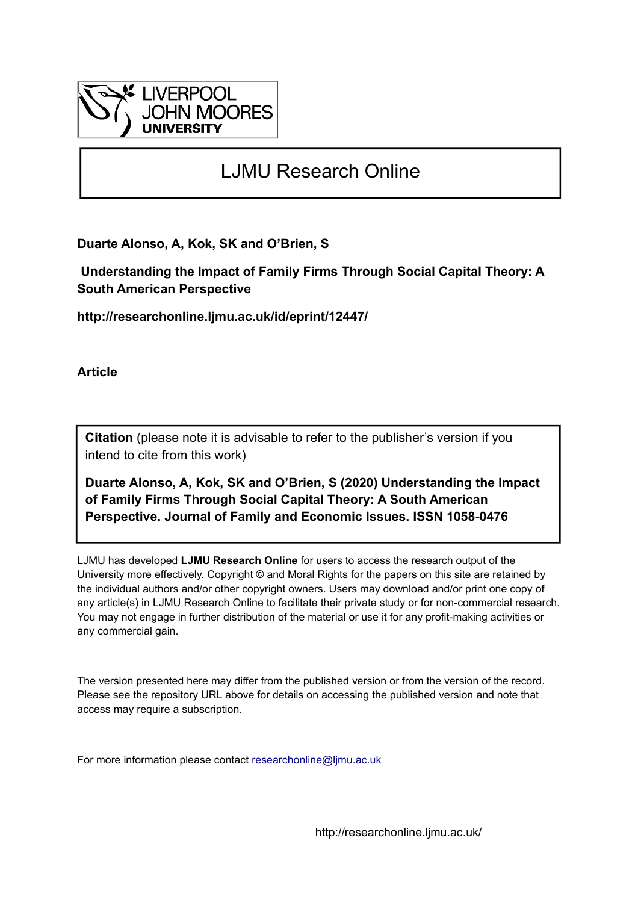# LJMU Research Online

**Duarte Alonso, A, Kok, SK and O'Brien, S**

**Understanding the Impact of Family Firms Through Social Capital Theory: A South American Perspective**

**http://researchonline.ljmu.ac.uk/id/eprint/12447/**

**Article**

**Citation** (please note it is advisable to refer to the publisher's version if you intend to cite from this work)

**Duarte Alonso, A, Kok, SK and O'Brien, S (2020) Understanding the Impact of Family Firms Through Social Capital Theory: A South American Perspective. Journal of Family and Economic Issues. ISSN 1058-0476**

LJMU has developed **LJMU Research Online** for users to access the research output of the University more effectively. Copyright © and Moral Rights for the papers on this site are retained by the individual authors and/or other copyright owners. Users may download and/or print one copy of any article(s) in LJMU Research Online to facilitate their private study or for non-commercial research. You may not engage in further distribution of the material or use it for any profit-making activities or any commercial gain.

The version presented here may differ from the published version or from the version of the record. Please see the repository URL above for details on accessing the published version and note that access may require a subscription.

For more information please contact researchonline@ljmu.ac.uk

http://researchonline.ljmu.ac.uk/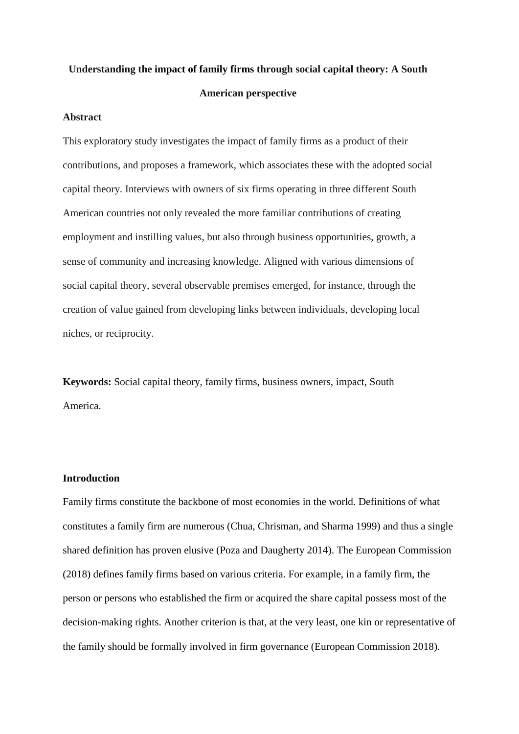**Understanding the impact of family firms through social capital theory: A South American perspective**

**Abstract**

This exploratory study investigates the impact of family firms as a product of their contributions, and proposes a framework, which associates these with the adopted social capital theory. Interviews with owners of six firms operating in three different South American countries not only revealed the more familiar contributions of creating employment and instilling values, but also through business opportunities, growth, a sense of community and increasing knowledge. Aligned with various dimensions of social capital theory, several observable premises emerged, for instance, through the creation of value gained from developing links between individuals, developing local niches, or reciprocity.

**Keywords:** Social capital theory, family firms, business owners, impact, South America.

**Introduction**

Family firms constitute the backbone of most economies in the world. Definitions of what constitutes a family firm are numerous (Chua, Chrisman, and Sharma 1999) and thus a single shared definition has proven elusive (Poza and Daugherty 2014). The European Commission (2018) defines family firms based on various criteria. For example, in a family firm, the person or persons who established the firm or acquired the share capital possess most of the decision-making rights. Another criterion is that, at the very least, one kin or representative of the family should be formally involved in firm governance (European Commission 2018).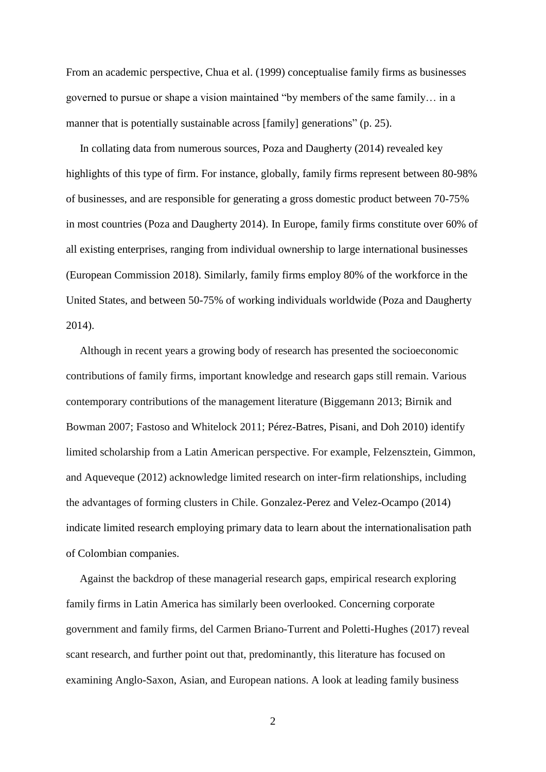From an academic perspective, Chua et al. (1999) conceptualise family firms as businesses governed to pursue or shape a vision maintained "by members of the same family… in a manner that is potentially sustainable across [family] generations" (p. 25).

In collating data from numerous sources, Poza and Daugherty (2014) revealed key highlights of this type of firm. For instance, globally, family firms represent between 80-98% of businesses, and are responsible for generating a gross domestic product between 70-75% in most countries (Poza and Daugherty 2014). In Europe, family firms constitute over 60% of all existing enterprises, ranging from individual ownership to large international businesses (European Commission 2018). Similarly, family firms employ 80% of the workforce in the United States, and between 50-75% of working individuals worldwide (Poza and Daugherty 2014).

Although in recent years a growing body of research has presented the socioeconomic contributions of family firms, important knowledge and research gaps still remain. Various contemporary contributions of the management literature (Biggemann 2013; Birnik and Bowman 2007; Fastoso and Whitelock 2011; Pérez-Batres, Pisani, and Doh 2010) identify limited scholarship from a Latin American perspective. For example, Felzensztein, Gimmon, and Aqueveque (2012) acknowledge limited research on inter-firm relationships, including the advantages of forming clusters in Chile. Gonzalez-Perez and Velez-Ocampo (2014) indicate limited research employing primary data to learn about the internationalisation path of Colombian companies.

Against the backdrop of these managerial research gaps, empirical research exploring family firms in Latin America has similarly been overlooked. Concerning corporate government and family firms, del Carmen Briano-Turrent and Poletti-Hughes (2017) reveal scant research, and further point out that, predominantly, this literature has focused on examining Anglo-Saxon, Asian, and European nations. A look at leading family business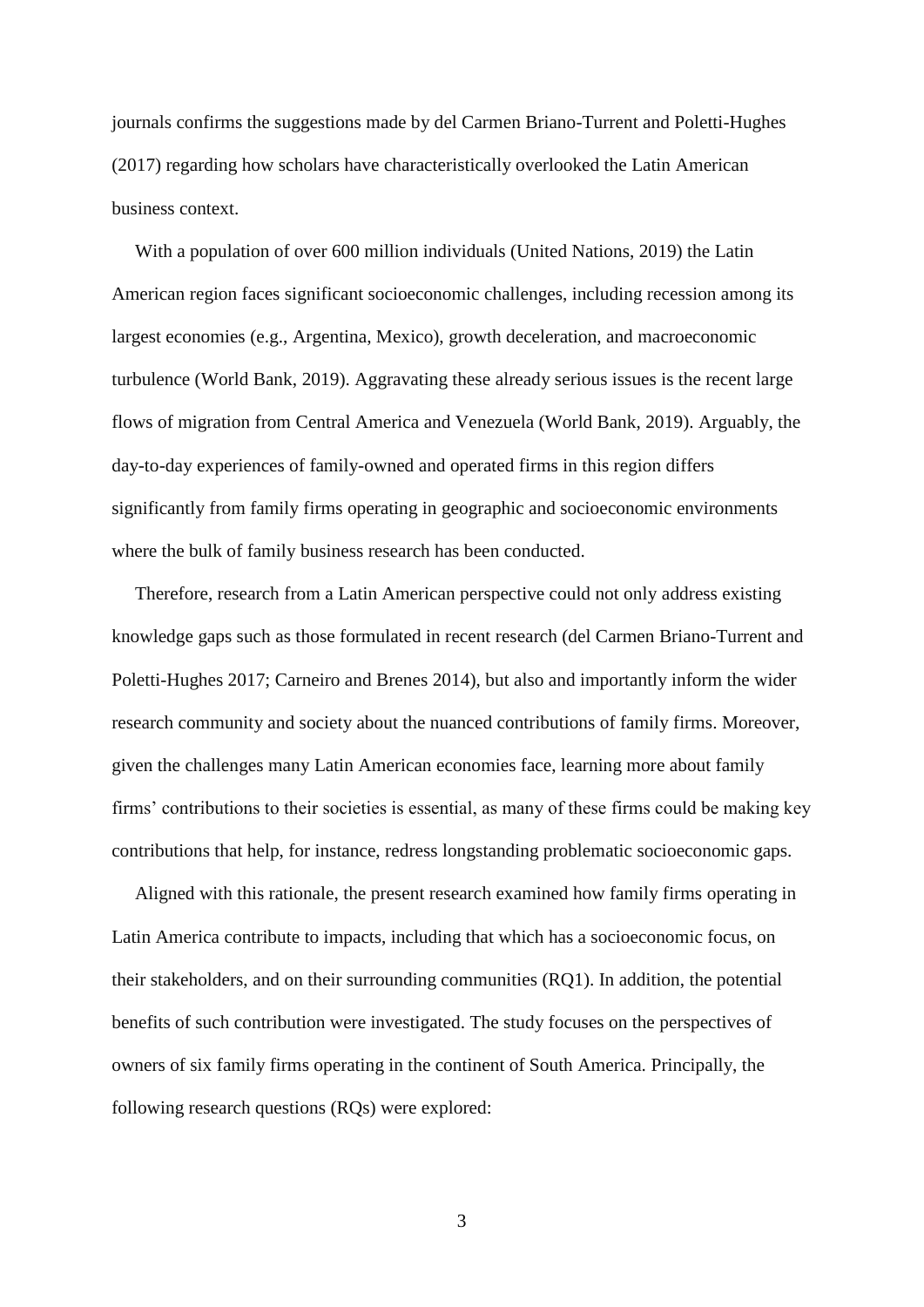journals confirms the suggestions made by del Carmen Briano-Turrent and Poletti-Hughes (2017) regarding how scholars have characteristically overlooked the Latin American business context.

With a population of over 600 million individuals (United Nations, 2019) the Latin American region faces significant socioeconomic challenges, including recession among its largest economies (e.g., Argentina, Mexico), growth deceleration, and macroeconomic turbulence (World Bank, 2019). Aggravating these already serious issues is the recent large flows of migration from Central America and Venezuela (World Bank, 2019). Arguably, the day-to-day experiences of family-owned and operated firms in this region differs significantly from family firms operating in geographic and socioeconomic environments where the bulk of family business research has been conducted.

Therefore, research from a Latin American perspective could not only address existing knowledge gaps such as those formulated in recent research (del Carmen Briano-Turrent and Poletti-Hughes 2017; Carneiro and Brenes 2014), but also and importantly inform the wider research community and society about the nuanced contributions of family firms. Moreover, given the challenges many Latin American economies face, learning more about family firms' contributions to their societies is essential, as many of these firms could be making key contributions that help, for instance, redress longstanding problematic socioeconomic gaps.

Aligned with this rationale, the present research examined how family firms operating in Latin America contribute to impacts, including that which has a socioeconomic focus, on their stakeholders, and on their surrounding communities (RQ1). In addition, the potential benefits of such contribution were investigated. The study focuses on the perspectives of owners of six family firms operating in the continent of South America. Principally, the following research questions (RQs) were explored: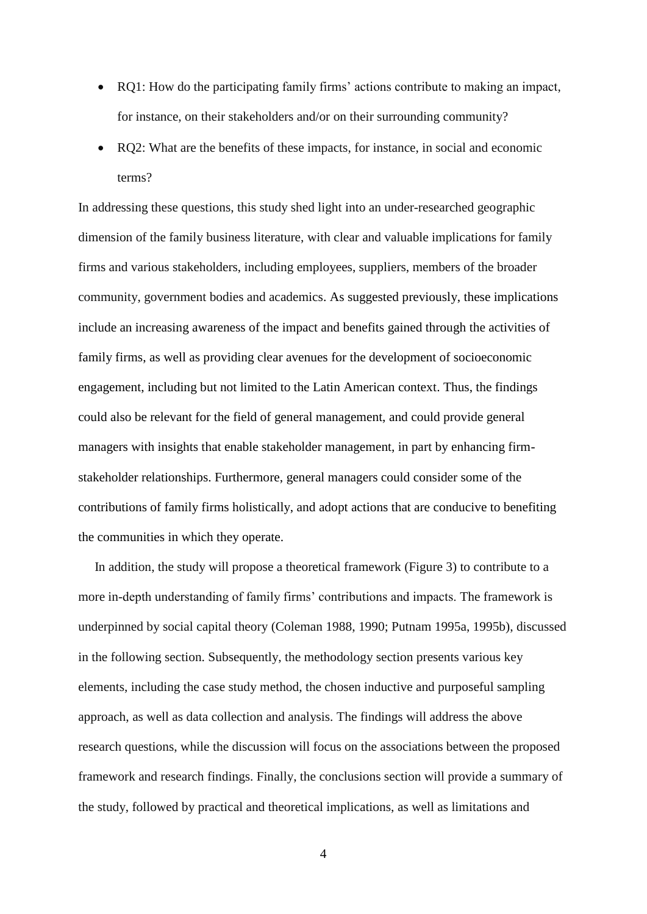- RQ1: How do the participating family firms' actions contribute to making an impact, for instance, on their stakeholders and/or on their surrounding community?
- RQ2: What are the benefits of these impacts, for instance, in social and economic terms?

In addressing these questions, this study shed light into an under-researched geographic dimension of the family business literature, with clear and valuable implications for family firms and various stakeholders, including employees, suppliers, members of the broader community, government bodies and academics. As suggested previously, these implications include an increasing awareness of the impact and benefits gained through the activities of family firms, as well as providing clear avenues for the development of socioeconomic engagement, including but not limited to the Latin American context. Thus, the findings could also be relevant for the field of general management, and could provide general managers with insights that enable stakeholder management, in part by enhancing firm-stakeholder relationships. Furthermore, general managers could consider some of the contributions of family firms holistically, and adopt actions that are conducive to benefiting the communities in which they operate.

In addition, the study will propose a theoretical framework (Figure 3) to contribute to a more in-depth understanding of family firms' contributions and impacts. The framework is underpinned by social capital theory (Coleman 1988, 1990; Putnam 1995a, 1995b), discussed in the following section. Subsequently, the methodology section presents various key elements, including the case study method, the chosen inductive and purposeful sampling approach, as well as data collection and analysis. The findings will address the above research questions, while the discussion will focus on the associations between the proposed framework and research findings. Finally, the conclusions section will provide a summary of the study, followed by practical and theoretical implications, as well as limitations and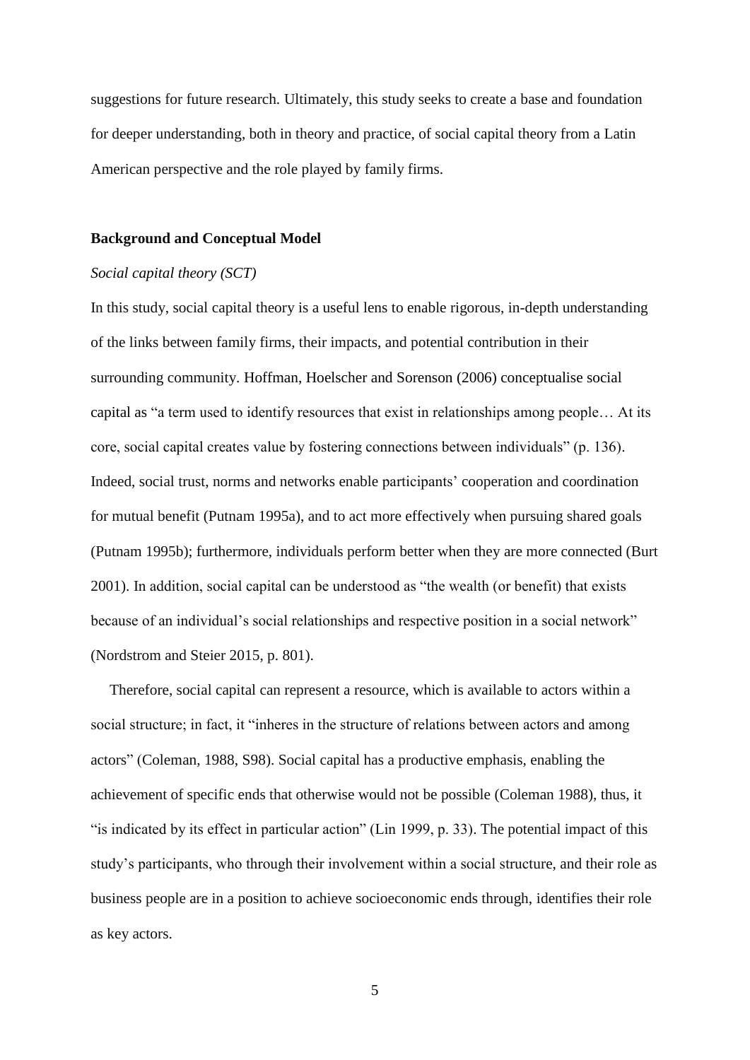suggestions for future research. Ultimately, this study seeks to create a base and foundation for deeper understanding, both in theory and practice, of social capital theory from a Latin American perspective and the role played by family firms.

## Background and Conceptual Model

### *Social capital theory (SCT)*

In this study, social capital theory is a useful lens to enable rigorous, in-depth understanding of the links between family firms, their impacts, and potential contribution in their surrounding community. Hoffman, Hoelscher and Sorenson (2006) conceptualise social capital as "a term used to identify resources that exist in relationships among people… At its core, social capital creates value by fostering connections between individuals" (p. 136). Indeed, social trust, norms and networks enable participants' cooperation and coordination for mutual benefit (Putnam 1995a), and to act more effectively when pursuing shared goals (Putnam 1995b); furthermore, individuals perform better when they are more connected (Burt 2001). In addition, social capital can be understood as "the wealth (or benefit) that exists because of an individual's social relationships and respective position in a social network" (Nordstrom and Steier 2015, p. 801).

Therefore, social capital can represent a resource, which is available to actors within a social structure; in fact, it "inheres in the structure of relations between actors and among actors" (Coleman, 1988, S98). Social capital has a productive emphasis, enabling the achievement of specific ends that otherwise would not be possible (Coleman 1988), thus, it "is indicated by its effect in particular action" (Lin 1999, p. 33). The potential impact of this study's participants, who through their involvement within a social structure, and their role as business people are in a position to achieve socioeconomic ends through, identifies their role as key actors.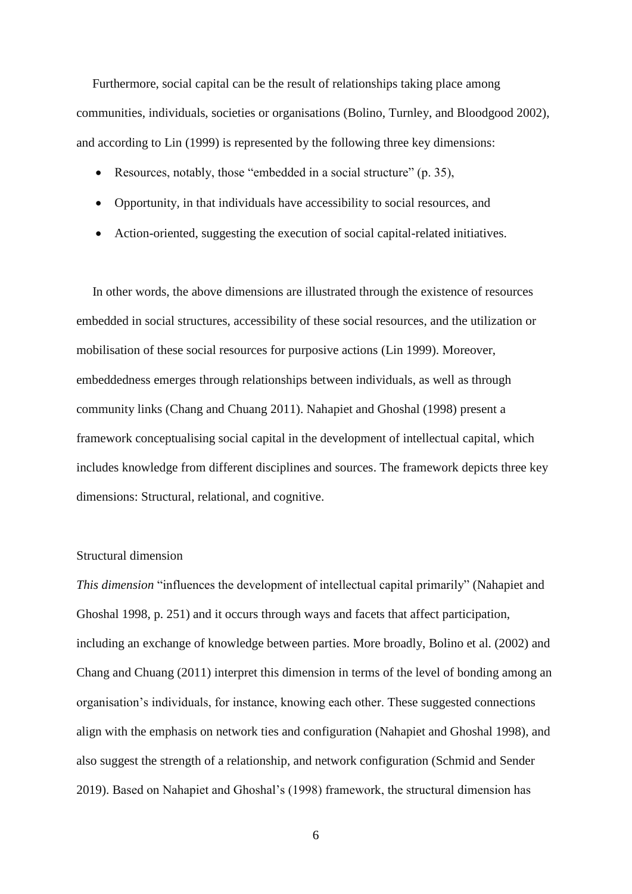Furthermore, social capital can be the result of relationships taking place among communities, individuals, societies or organisations (Bolino, Turnley, and Bloodgood 2002), and according to Lin (1999) is represented by the following three key dimensions:

- Resources, notably, those "embedded in a social structure" (p. 35),
- Opportunity, in that individuals have accessibility to social resources, and
- Action-oriented, suggesting the execution of social capital-related initiatives.

In other words, the above dimensions are illustrated through the existence of resources embedded in social structures, accessibility of these social resources, and the utilization or mobilisation of these social resources for purposive actions (Lin 1999). Moreover, embeddedness emerges through relationships between individuals, as well as through community links (Chang and Chuang 2011). Nahapiet and Ghoshal (1998) present a framework conceptualising social capital in the development of intellectual capital, which includes knowledge from different disciplines and sources. The framework depicts three key dimensions: Structural, relational, and cognitive.

### Structural dimension

*This dimension* "influences the development of intellectual capital primarily" (Nahapiet and Ghoshal 1998, p. 251) and it occurs through ways and facets that affect participation, including an exchange of knowledge between parties. More broadly, Bolino et al. (2002) and Chang and Chuang (2011) interpret this dimension in terms of the level of bonding among an organisation's individuals, for instance, knowing each other. These suggested connections align with the emphasis on network ties and configuration (Nahapiet and Ghoshal 1998), and also suggest the strength of a relationship, and network configuration (Schmid and Sender 2019). Based on Nahapiet and Ghoshal's (1998) framework, the structural dimension has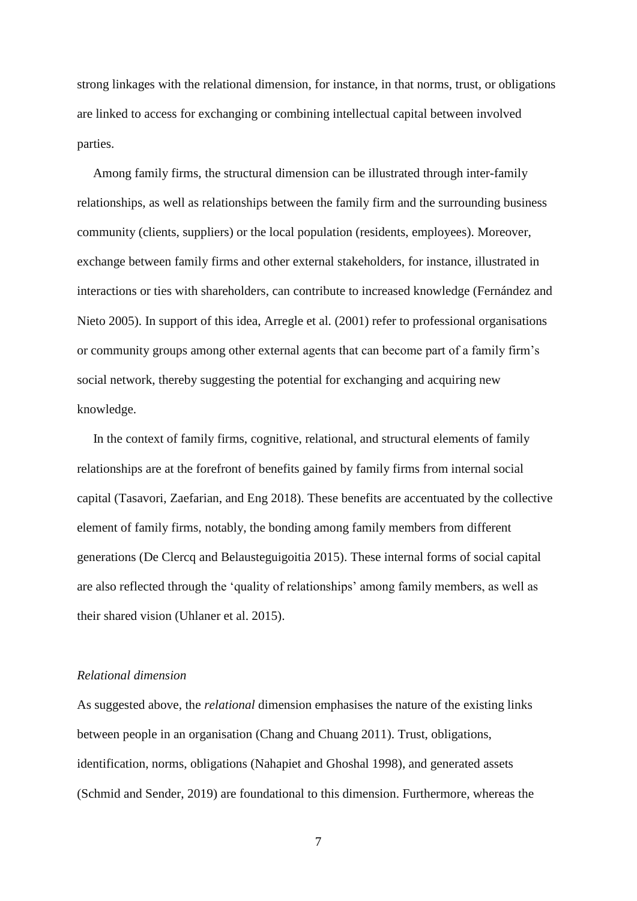strong linkages with the relational dimension, for instance, in that norms, trust, or obligations are linked to access for exchanging or combining intellectual capital between involved parties.

Among family firms, the structural dimension can be illustrated through inter-family relationships, as well as relationships between the family firm and the surrounding business community (clients, suppliers) or the local population (residents, employees). Moreover, exchange between family firms and other external stakeholders, for instance, illustrated in interactions or ties with shareholders, can contribute to increased knowledge (Fernández and Nieto 2005). In support of this idea, Arregle et al. (2001) refer to professional organisations or community groups among other external agents that can become part of a family firm's social network, thereby suggesting the potential for exchanging and acquiring new knowledge.

In the context of family firms, cognitive, relational, and structural elements of family relationships are at the forefront of benefits gained by family firms from internal social capital (Tasavori, Zaefarian, and Eng 2018). These benefits are accentuated by the collective element of family firms, notably, the bonding among family members from different generations (De Clercq and Belausteguigoitia 2015). These internal forms of social capital are also reflected through the 'quality of relationships' among family members, as well as their shared vision (Uhlaner et al. 2015).

*Relational dimension*

As suggested above, the *relational* dimension emphasises the nature of the existing links between people in an organisation (Chang and Chuang 2011). Trust, obligations, identification, norms, obligations (Nahapiet and Ghoshal 1998), and generated assets (Schmid and Sender, 2019) are foundational to this dimension. Furthermore, whereas the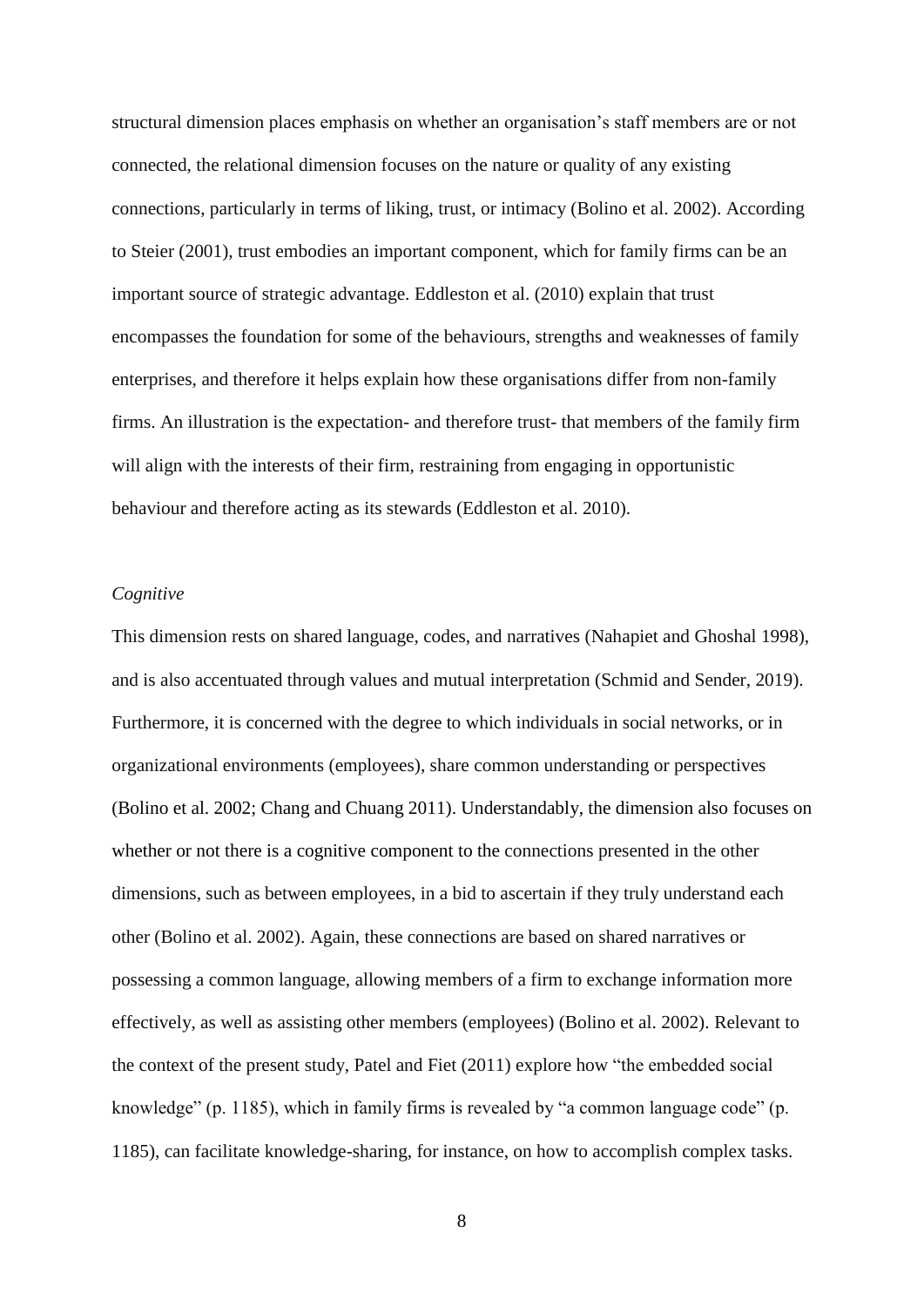structural dimension places emphasis on whether an organisation's staff members are or not connected, the relational dimension focuses on the nature or quality of any existing connections, particularly in terms of liking, trust, or intimacy (Bolino et al. 2002). According to Steier (2001), trust embodies an important component, which for family firms can be an important source of strategic advantage. Eddleston et al. (2010) explain that trust encompasses the foundation for some of the behaviours, strengths and weaknesses of family enterprises, and therefore it helps explain how these organisations differ from non-family firms. An illustration is the expectation- and therefore trust- that members of the family firm will align with the interests of their firm, restraining from engaging in opportunistic behaviour and therefore acting as its stewards (Eddleston et al. 2010).

*Cognitive*

This dimension rests on shared language, codes, and narratives (Nahapiet and Ghoshal 1998), and is also accentuated through values and mutual interpretation (Schmid and Sender, 2019). Furthermore, it is concerned with the degree to which individuals in social networks, or in organizational environments (employees), share common understanding or perspectives (Bolino et al. 2002; Chang and Chuang 2011). Understandably, the dimension also focuses on whether or not there is a cognitive component to the connections presented in the other dimensions, such as between employees, in a bid to ascertain if they truly understand each other (Bolino et al. 2002). Again, these connections are based on shared narratives or possessing a common language, allowing members of a firm to exchange information more effectively, as well as assisting other members (employees) (Bolino et al. 2002). Relevant to the context of the present study, Patel and Fiet (2011) explore how "the embedded social knowledge" (p. 1185), which in family firms is revealed by "a common language code" (p. 1185), can facilitate knowledge-sharing, for instance, on how to accomplish complex tasks.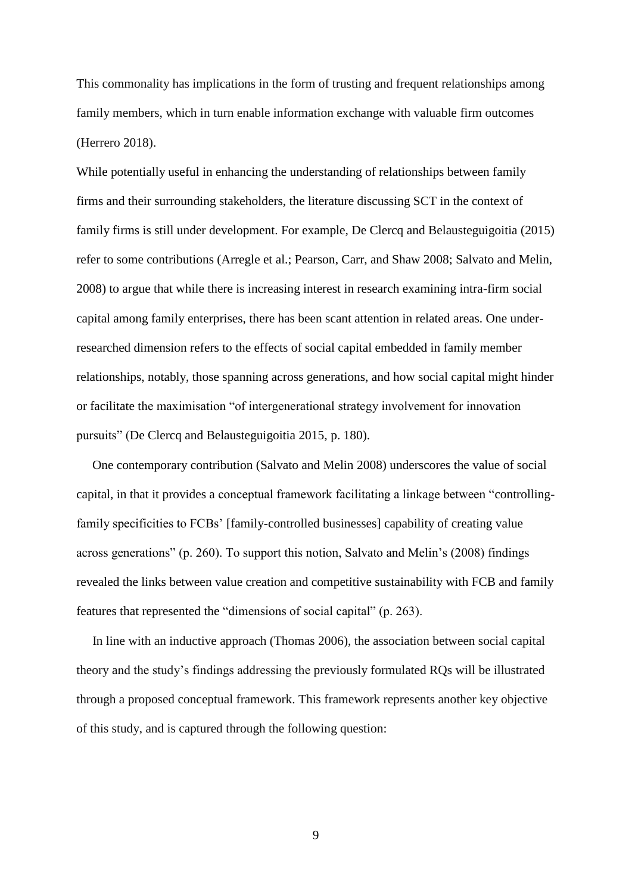This commonality has implications in the form of trusting and frequent relationships among family members, which in turn enable information exchange with valuable firm outcomes (Herrero 2018).

While potentially useful in enhancing the understanding of relationships between family firms and their surrounding stakeholders, the literature discussing SCT in the context of family firms is still under development. For example, De Clercq and Belausteguigoitia (2015) refer to some contributions (Arregle et al.; Pearson, Carr, and Shaw 2008; Salvato and Melin, 2008) to argue that while there is increasing interest in research examining intra-firm social capital among family enterprises, there has been scant attention in related areas. One under-researched dimension refers to the effects of social capital embedded in family member relationships, notably, those spanning across generations, and how social capital might hinder or facilitate the maximisation "of intergenerational strategy involvement for innovation pursuits" (De Clercq and Belausteguigoitia 2015, p. 180).

One contemporary contribution (Salvato and Melin 2008) underscores the value of social capital, in that it provides a conceptual framework facilitating a linkage between "controlling-family specificities to FCBs' [family-controlled businesses] capability of creating value across generations" (p. 260). To support this notion, Salvato and Melin's (2008) findings revealed the links between value creation and competitive sustainability with FCB and family features that represented the "dimensions of social capital" (p. 263).

In line with an inductive approach (Thomas 2006), the association between social capital theory and the study's findings addressing the previously formulated RQs will be illustrated through a proposed conceptual framework. This framework represents another key objective of this study, and is captured through the following question: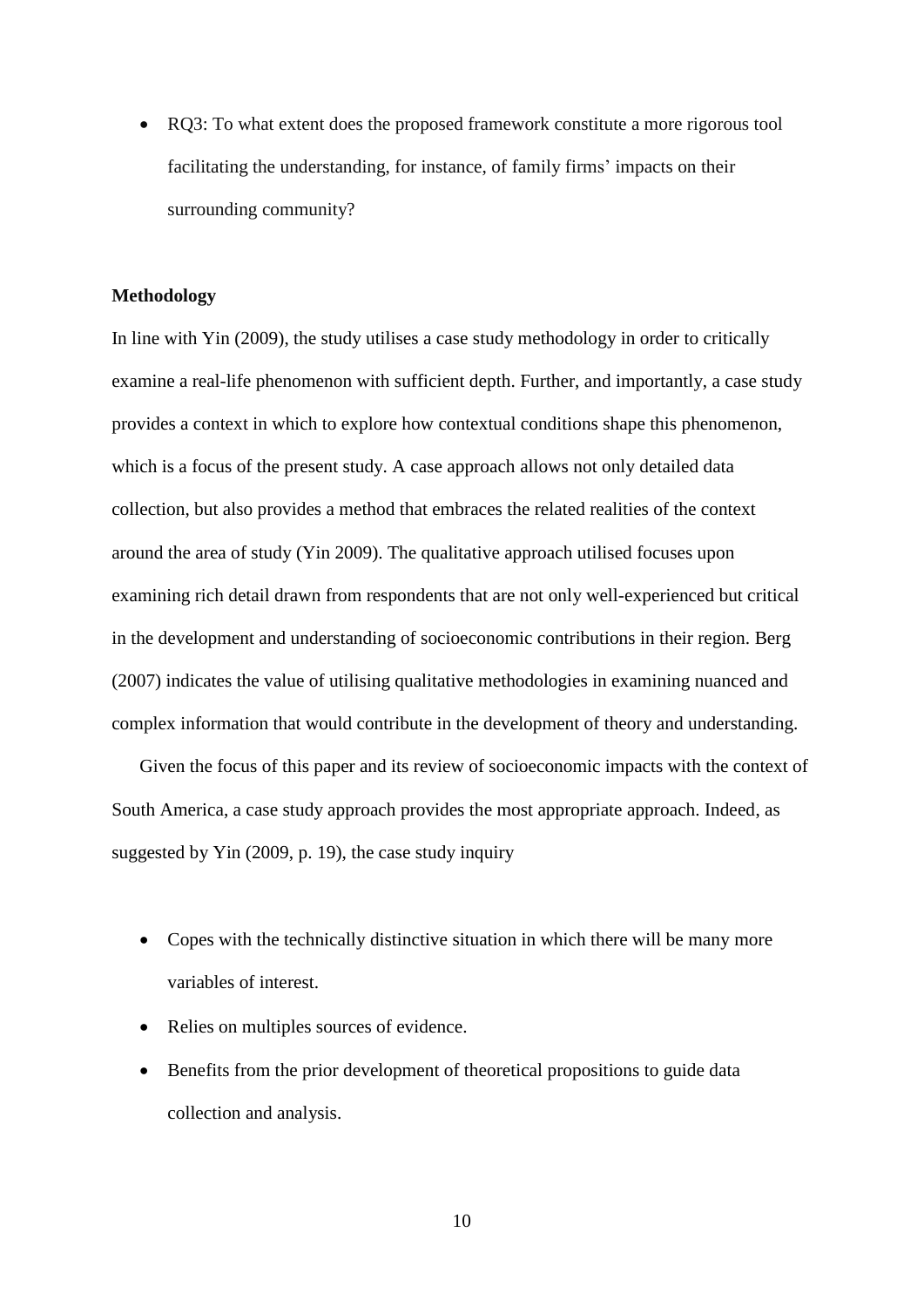- RQ3: To what extent does the proposed framework constitute a more rigorous tool facilitating the understanding, for instance, of family firms' impacts on their surrounding community?

## Methodology

In line with Yin (2009), the study utilises a case study methodology in order to critically examine a real-life phenomenon with sufficient depth. Further, and importantly, a case study provides a context in which to explore how contextual conditions shape this phenomenon, which is a focus of the present study. A case approach allows not only detailed data collection, but also provides a method that embraces the related realities of the context around the area of study (Yin 2009). The qualitative approach utilised focuses upon examining rich detail drawn from respondents that are not only well-experienced but critical in the development and understanding of socioeconomic contributions in their region. Berg (2007) indicates the value of utilising qualitative methodologies in examining nuanced and complex information that would contribute in the development of theory and understanding.

Given the focus of this paper and its review of socioeconomic impacts with the context of South America, a case study approach provides the most appropriate approach. Indeed, as suggested by Yin (2009, p. 19), the case study inquiry

- Copes with the technically distinctive situation in which there will be many more variables of interest.
- Relies on multiples sources of evidence.
- Benefits from the prior development of theoretical propositions to guide data collection and analysis.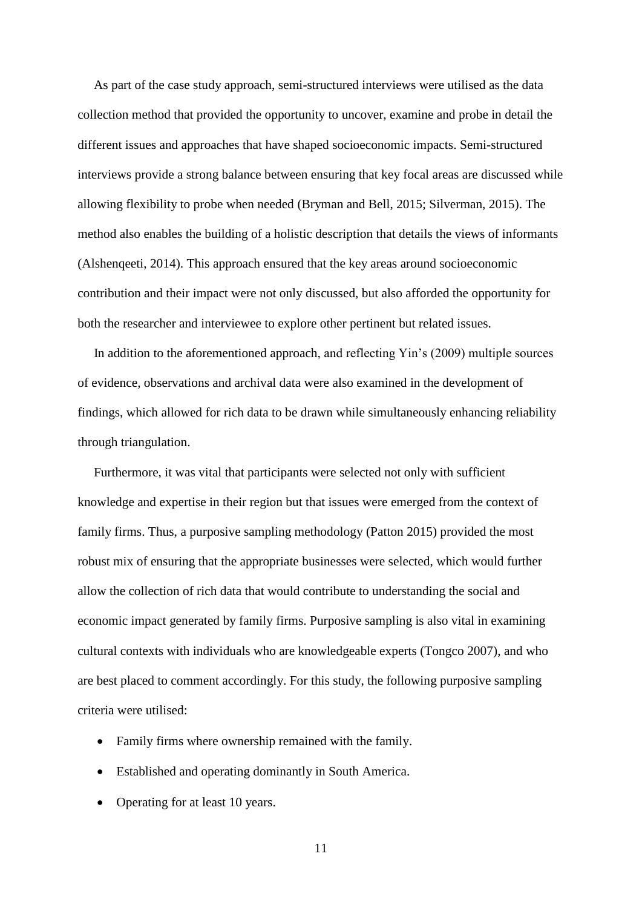As part of the case study approach, semi-structured interviews were utilised as the data collection method that provided the opportunity to uncover, examine and probe in detail the different issues and approaches that have shaped socioeconomic impacts. Semi-structured interviews provide a strong balance between ensuring that key focal areas are discussed while allowing flexibility to probe when needed (Bryman and Bell, 2015; Silverman, 2015). The method also enables the building of a holistic description that details the views of informants (Alshenqeeti, 2014). This approach ensured that the key areas around socioeconomic contribution and their impact were not only discussed, but also afforded the opportunity for both the researcher and interviewee to explore other pertinent but related issues.

In addition to the aforementioned approach, and reflecting Yin's (2009) multiple sources of evidence, observations and archival data were also examined in the development of findings, which allowed for rich data to be drawn while simultaneously enhancing reliability through triangulation.

Furthermore, it was vital that participants were selected not only with sufficient knowledge and expertise in their region but that issues were emerged from the context of family firms. Thus, a purposive sampling methodology (Patton 2015) provided the most robust mix of ensuring that the appropriate businesses were selected, which would further allow the collection of rich data that would contribute to understanding the social and economic impact generated by family firms. Purposive sampling is also vital in examining cultural contexts with individuals who are knowledgeable experts (Tongco 2007), and who are best placed to comment accordingly. For this study, the following purposive sampling criteria were utilised:

- Family firms where ownership remained with the family.
- Established and operating dominantly in South America.
- Operating for at least 10 years.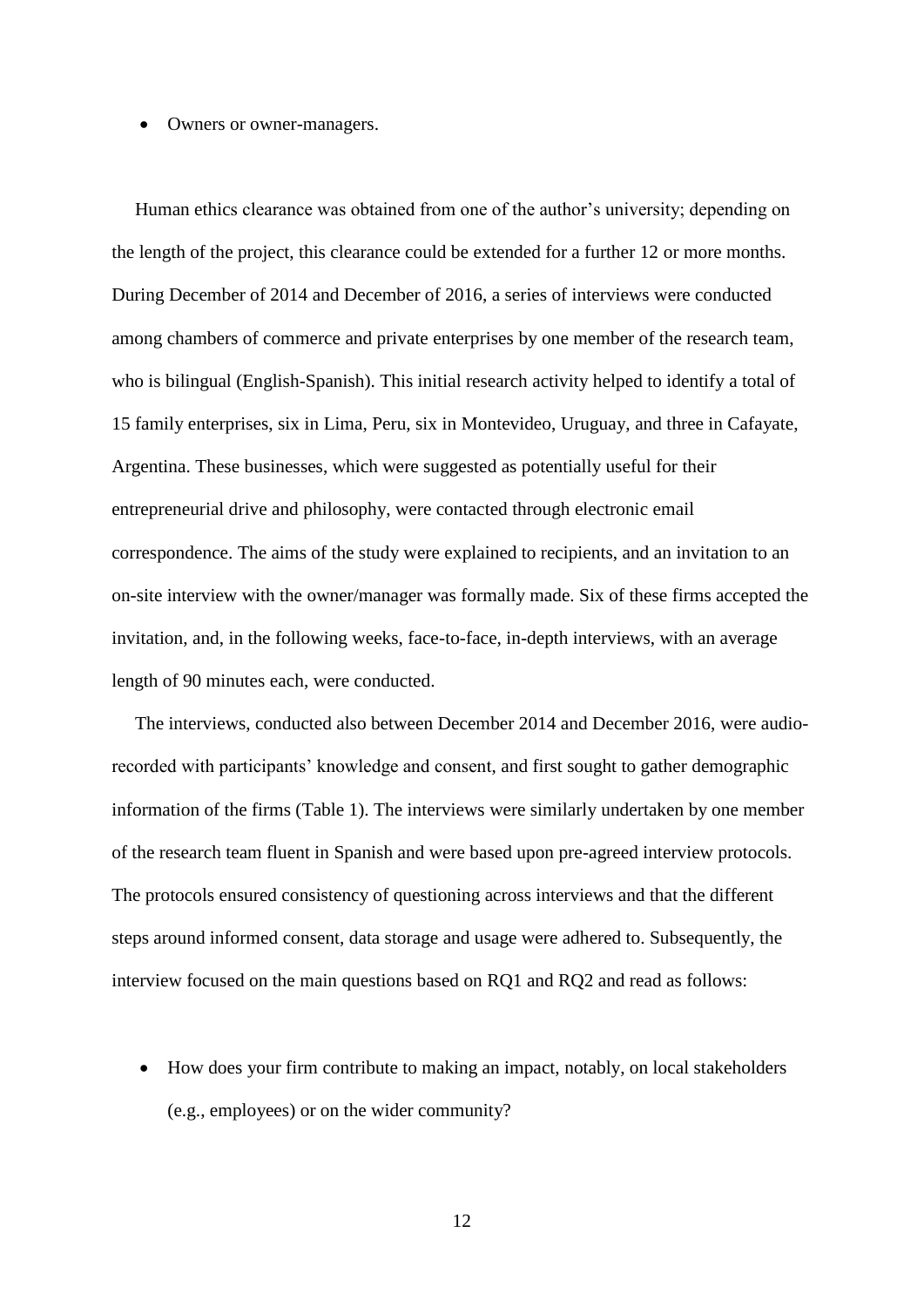- Owners or owner-managers.

Human ethics clearance was obtained from one of the author's university; depending on the length of the project, this clearance could be extended for a further 12 or more months. During December of 2014 and December of 2016, a series of interviews were conducted among chambers of commerce and private enterprises by one member of the research team, who is bilingual (English-Spanish). This initial research activity helped to identify a total of 15 family enterprises, six in Lima, Peru, six in Montevideo, Uruguay, and three in Cafayate, Argentina. These businesses, which were suggested as potentially useful for their entrepreneurial drive and philosophy, were contacted through electronic email correspondence. The aims of the study were explained to recipients, and an invitation to an on-site interview with the owner/manager was formally made. Six of these firms accepted the invitation, and, in the following weeks, face-to-face, in-depth interviews, with an average length of 90 minutes each, were conducted.

The interviews, conducted also between December 2014 and December 2016, were audio-recorded with participants' knowledge and consent, and first sought to gather demographic information of the firms (Table 1). The interviews were similarly undertaken by one member of the research team fluent in Spanish and were based upon pre-agreed interview protocols. The protocols ensured consistency of questioning across interviews and that the different steps around informed consent, data storage and usage were adhered to. Subsequently, the interview focused on the main questions based on RQ1 and RQ2 and read as follows:

- How does your firm contribute to making an impact, notably, on local stakeholders (e.g., employees) or on the wider community?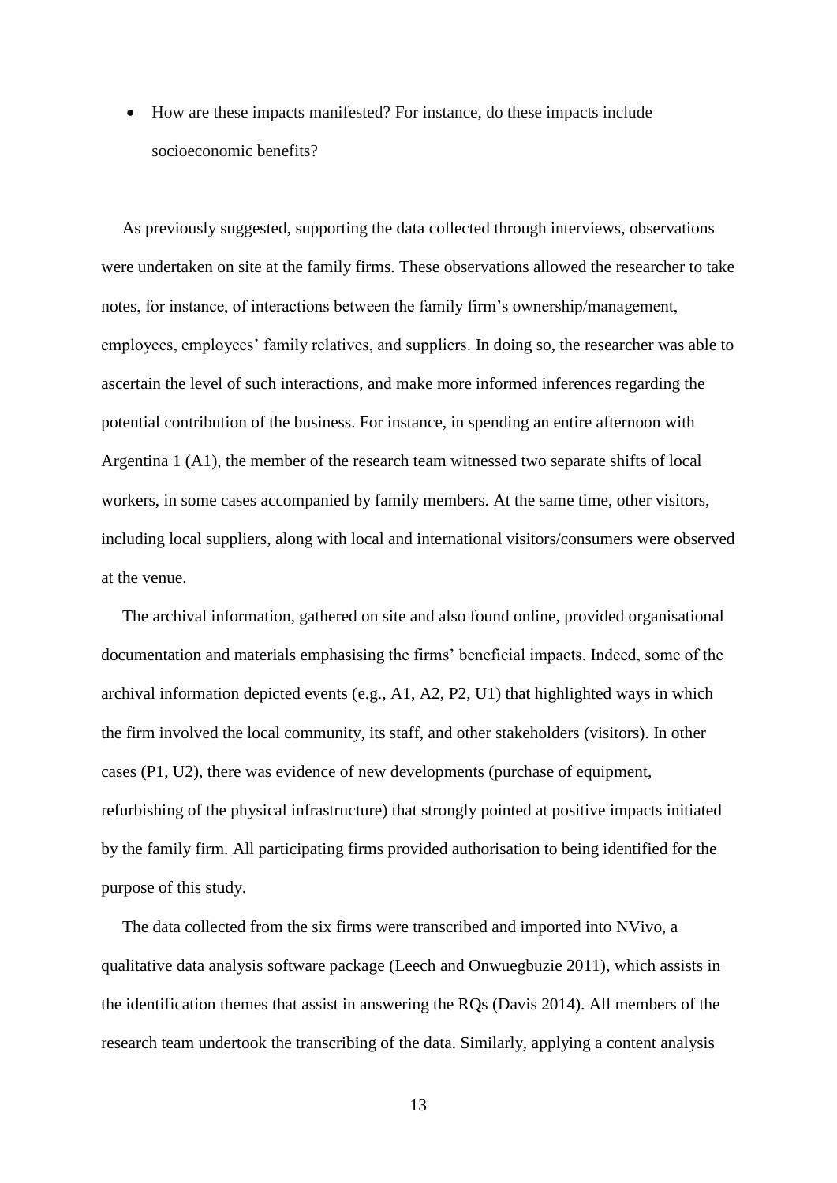- How are these impacts manifested? For instance, do these impacts include socioeconomic benefits?

As previously suggested, supporting the data collected through interviews, observations were undertaken on site at the family firms. These observations allowed the researcher to take notes, for instance, of interactions between the family firm's ownership/management, employees, employees' family relatives, and suppliers. In doing so, the researcher was able to ascertain the level of such interactions, and make more informed inferences regarding the potential contribution of the business. For instance, in spending an entire afternoon with Argentina 1 (A1), the member of the research team witnessed two separate shifts of local workers, in some cases accompanied by family members. At the same time, other visitors, including local suppliers, along with local and international visitors/consumers were observed at the venue.

The archival information, gathered on site and also found online, provided organisational documentation and materials emphasising the firms' beneficial impacts. Indeed, some of the archival information depicted events (e.g., A1, A2, P2, U1) that highlighted ways in which the firm involved the local community, its staff, and other stakeholders (visitors). In other cases (P1, U2), there was evidence of new developments (purchase of equipment, refurbishing of the physical infrastructure) that strongly pointed at positive impacts initiated by the family firm. All participating firms provided authorisation to being identified for the purpose of this study.

The data collected from the six firms were transcribed and imported into NVivo, a qualitative data analysis software package (Leech and Onwuegbuzie 2011), which assists in the identification themes that assist in answering the RQs (Davis 2014). All members of the research team undertook the transcribing of the data. Similarly, applying a content analysis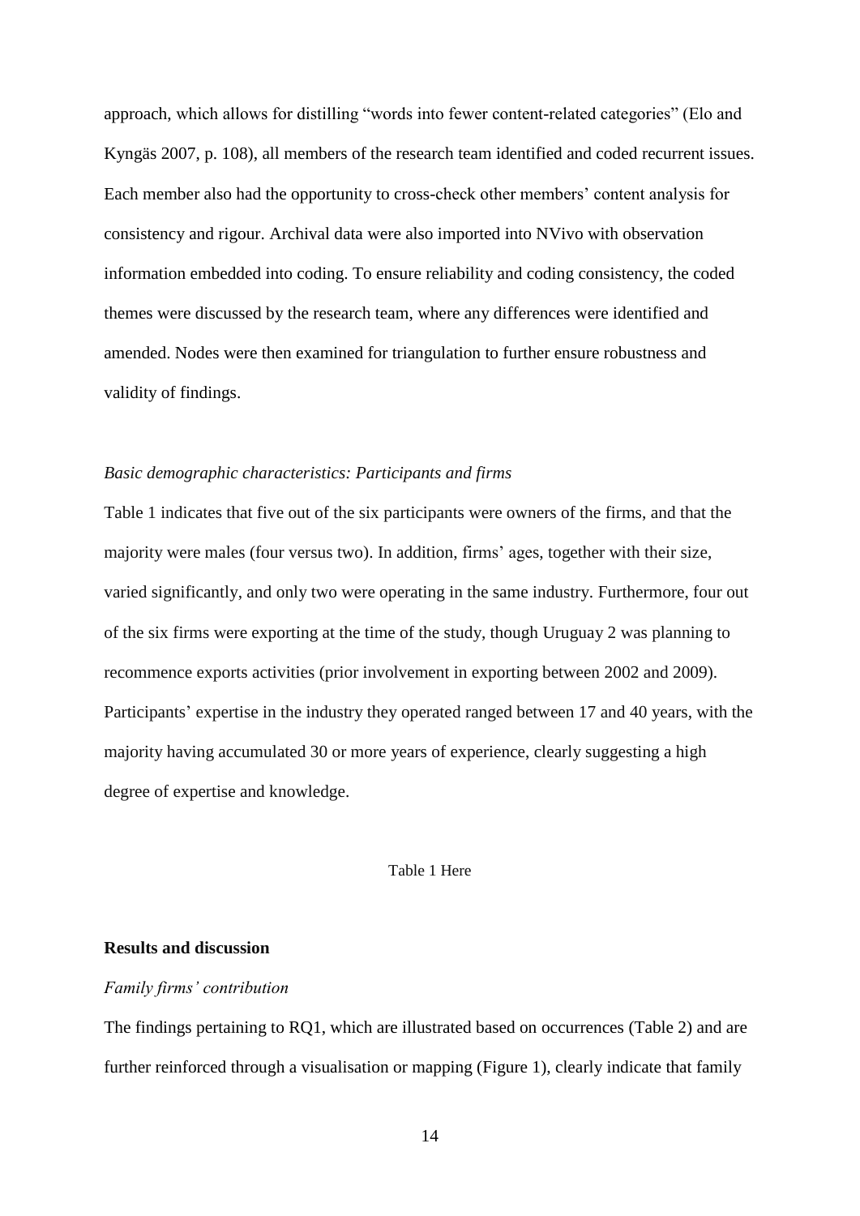approach, which allows for distilling "words into fewer content-related categories" (Elo and Kyngäs 2007, p. 108), all members of the research team identified and coded recurrent issues. Each member also had the opportunity to cross-check other members' content analysis for consistency and rigour. Archival data were also imported into NVivo with observation information embedded into coding. To ensure reliability and coding consistency, the coded themes were discussed by the research team, where any differences were identified and amended. Nodes were then examined for triangulation to further ensure robustness and validity of findings.

*Basic demographic characteristics: Participants and firms*

Table 1 indicates that five out of the six participants were owners of the firms, and that the majority were males (four versus two). In addition, firms' ages, together with their size, varied significantly, and only two were operating in the same industry. Furthermore, four out of the six firms were exporting at the time of the study, though Uruguay 2 was planning to recommence exports activities (prior involvement in exporting between 2002 and 2009). Participants' expertise in the industry they operated ranged between 17 and 40 years, with the majority having accumulated 30 or more years of experience, clearly suggesting a high degree of expertise and knowledge.

Table 1 Here

**Results and discussion**

*Family firms' contribution*

The findings pertaining to RQ1, which are illustrated based on occurrences (Table 2) and are further reinforced through a visualisation or mapping (Figure 1), clearly indicate that family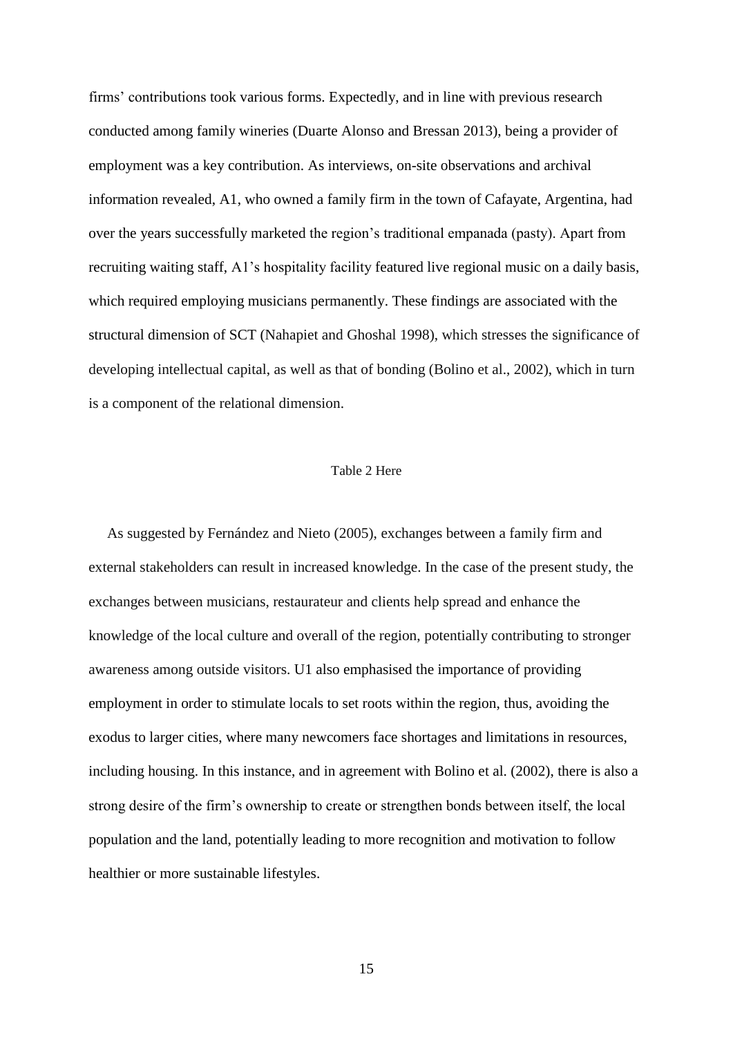firms' contributions took various forms. Expectedly, and in line with previous research conducted among family wineries (Duarte Alonso and Bressan 2013), being a provider of employment was a key contribution. As interviews, on-site observations and archival information revealed, A1, who owned a family firm in the town of Cafayate, Argentina, had over the years successfully marketed the region's traditional empanada (pasty). Apart from recruiting waiting staff, A1's hospitality facility featured live regional music on a daily basis, which required employing musicians permanently. These findings are associated with the structural dimension of SCT (Nahapiet and Ghoshal 1998), which stresses the significance of developing intellectual capital, as well as that of bonding (Bolino et al., 2002), which in turn is a component of the relational dimension.

Table 2 Here

As suggested by Fernández and Nieto (2005), exchanges between a family firm and external stakeholders can result in increased knowledge. In the case of the present study, the exchanges between musicians, restaurateur and clients help spread and enhance the knowledge of the local culture and overall of the region, potentially contributing to stronger awareness among outside visitors. U1 also emphasised the importance of providing employment in order to stimulate locals to set roots within the region, thus, avoiding the exodus to larger cities, where many newcomers face shortages and limitations in resources, including housing. In this instance, and in agreement with Bolino et al. (2002), there is also a strong desire of the firm's ownership to create or strengthen bonds between itself, the local population and the land, potentially leading to more recognition and motivation to follow healthier or more sustainable lifestyles.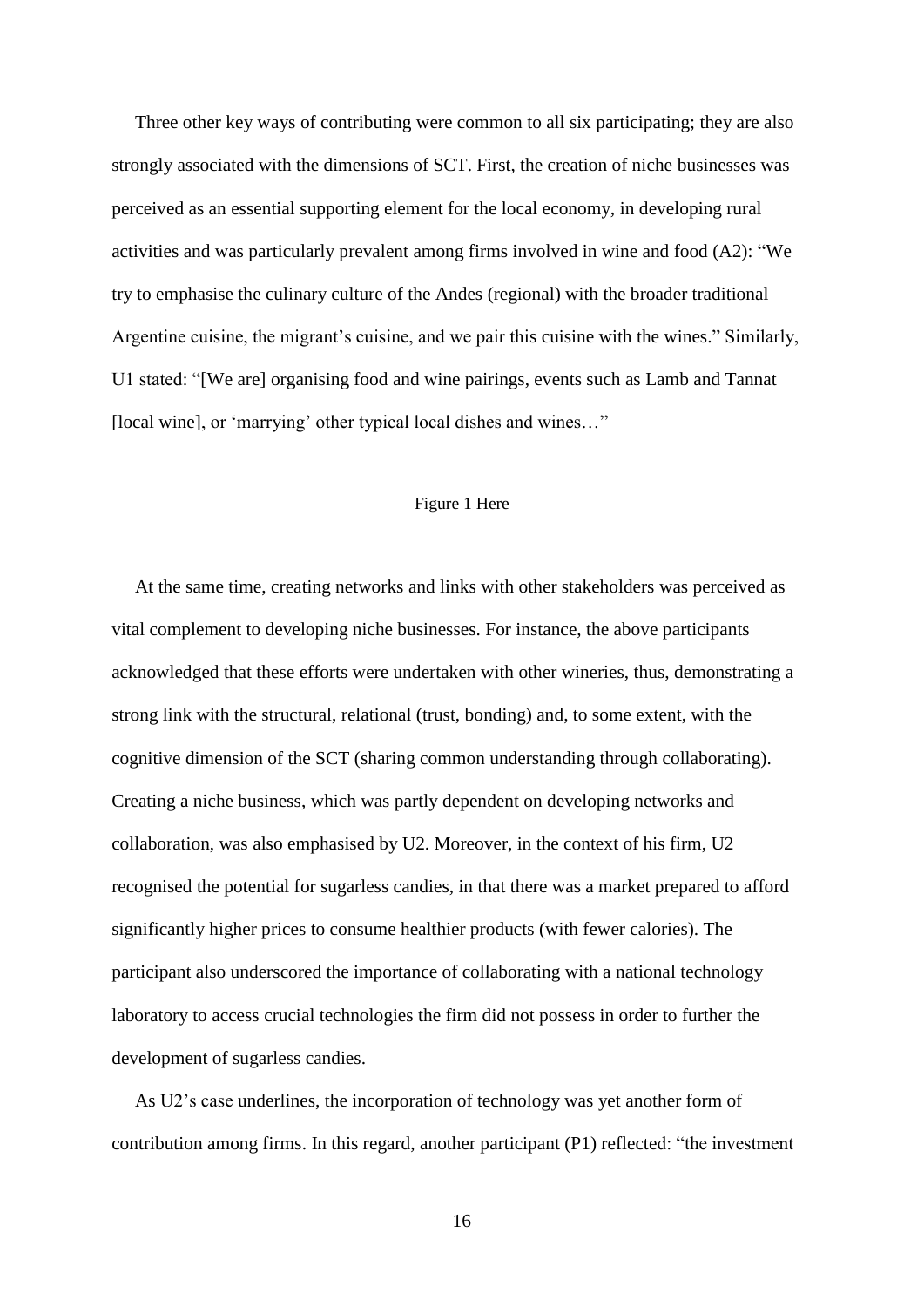Three other key ways of contributing were common to all six participating; they are also strongly associated with the dimensions of SCT. First, the creation of niche businesses was perceived as an essential supporting element for the local economy, in developing rural activities and was particularly prevalent among firms involved in wine and food (A2): “We try to emphasise the culinary culture of the Andes (regional) with the broader traditional Argentine cuisine, the migrant’s cuisine, and we pair this cuisine with the wines.” Similarly, U1 stated: “[We are] organising food and wine pairings, events such as Lamb and Tannat [local wine], or ‘marrying’ other typical local dishes and wines…”

Figure 1 Here

At the same time, creating networks and links with other stakeholders was perceived as vital complement to developing niche businesses. For instance, the above participants acknowledged that these efforts were undertaken with other wineries, thus, demonstrating a strong link with the structural, relational (trust, bonding) and, to some extent, with the cognitive dimension of the SCT (sharing common understanding through collaborating). Creating a niche business, which was partly dependent on developing networks and collaboration, was also emphasised by U2. Moreover, in the context of his firm, U2 recognised the potential for sugarless candies, in that there was a market prepared to afford significantly higher prices to consume healthier products (with fewer calories). The participant also underscored the importance of collaborating with a national technology laboratory to access crucial technologies the firm did not possess in order to further the development of sugarless candies.

As U2’s case underlines, the incorporation of technology was yet another form of contribution among firms. In this regard, another participant (P1) reflected: “the investment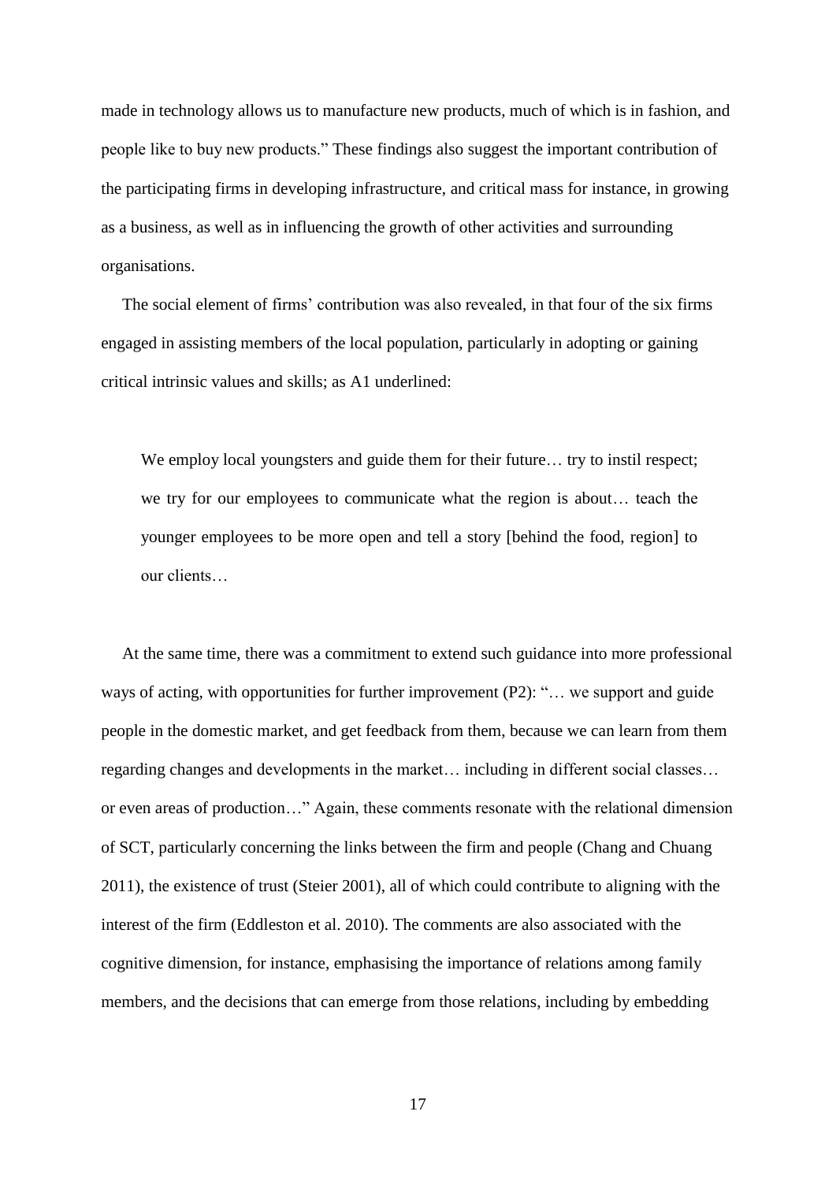made in technology allows us to manufacture new products, much of which is in fashion, and people like to buy new products." These findings also suggest the important contribution of the participating firms in developing infrastructure, and critical mass for instance, in growing as a business, as well as in influencing the growth of other activities and surrounding organisations.

The social element of firms' contribution was also revealed, in that four of the six firms engaged in assisting members of the local population, particularly in adopting or gaining critical intrinsic values and skills; as A1 underlined:

> We employ local youngsters and guide them for their future… try to instil respect; we try for our employees to communicate what the region is about… teach the younger employees to be more open and tell a story [behind the food, region] to our clients…

At the same time, there was a commitment to extend such guidance into more professional ways of acting, with opportunities for further improvement (P2): "… we support and guide people in the domestic market, and get feedback from them, because we can learn from them regarding changes and developments in the market… including in different social classes… or even areas of production…" Again, these comments resonate with the relational dimension of SCT, particularly concerning the links between the firm and people (Chang and Chuang 2011), the existence of trust (Steier 2001), all of which could contribute to aligning with the interest of the firm (Eddleston et al. 2010). The comments are also associated with the cognitive dimension, for instance, emphasising the importance of relations among family members, and the decisions that can emerge from those relations, including by embedding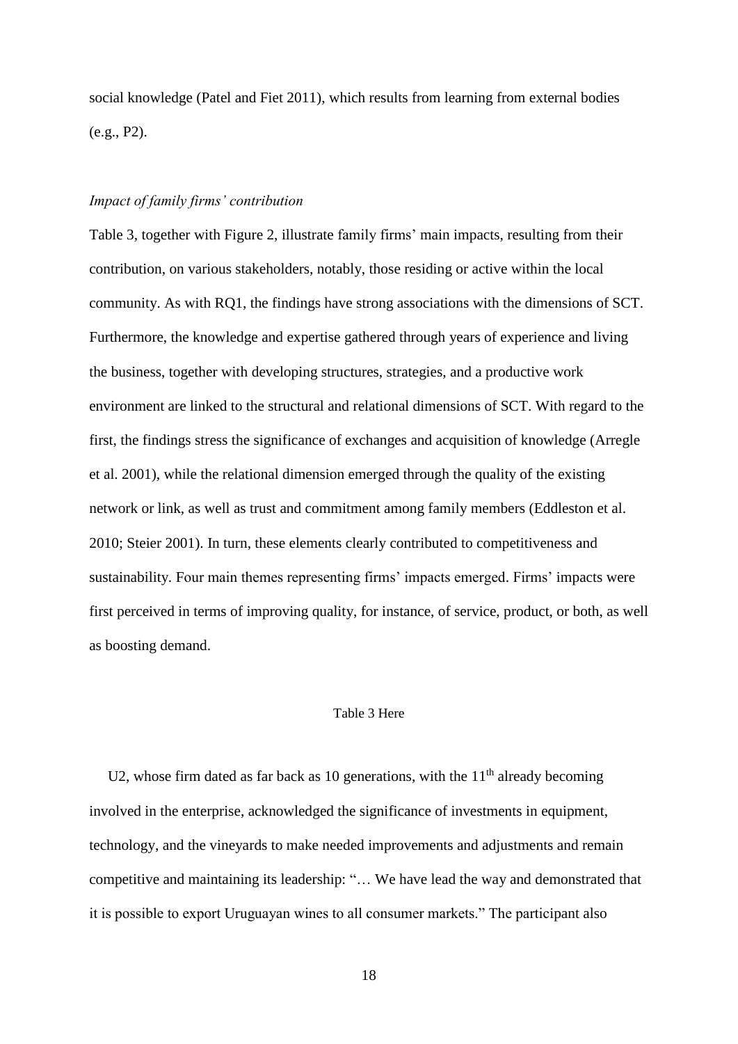social knowledge (Patel and Fiet 2011), which results from learning from external bodies (e.g., P2).

### *Impact of family firms' contribution*

Table 3, together with Figure 2, illustrate family firms' main impacts, resulting from their contribution, on various stakeholders, notably, those residing or active within the local community. As with RQ1, the findings have strong associations with the dimensions of SCT. Furthermore, the knowledge and expertise gathered through years of experience and living the business, together with developing structures, strategies, and a productive work environment are linked to the structural and relational dimensions of SCT. With regard to the first, the findings stress the significance of exchanges and acquisition of knowledge (Arregle et al. 2001), while the relational dimension emerged through the quality of the existing network or link, as well as trust and commitment among family members (Eddleston et al. 2010; Steier 2001). In turn, these elements clearly contributed to competitiveness and sustainability. Four main themes representing firms' impacts emerged. Firms' impacts were first perceived in terms of improving quality, for instance, of service, product, or both, as well as boosting demand.

Table 3 Here

U2, whose firm dated as far back as 10 generations, with the 11th already becoming involved in the enterprise, acknowledged the significance of investments in equipment, technology, and the vineyards to make needed improvements and adjustments and remain competitive and maintaining its leadership: "… We have lead the way and demonstrated that it is possible to export Uruguayan wines to all consumer markets." The participant also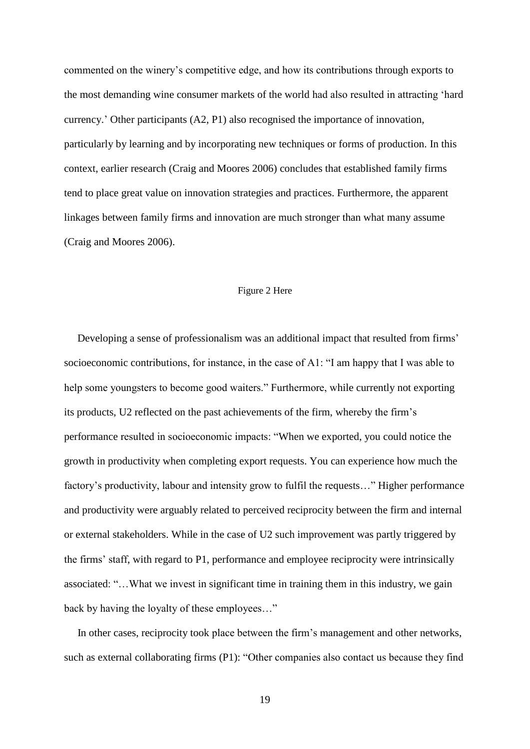commented on the winery's competitive edge, and how its contributions through exports to the most demanding wine consumer markets of the world had also resulted in attracting 'hard currency.' Other participants (A2, P1) also recognised the importance of innovation, particularly by learning and by incorporating new techniques or forms of production. In this context, earlier research (Craig and Moores 2006) concludes that established family firms tend to place great value on innovation strategies and practices. Furthermore, the apparent linkages between family firms and innovation are much stronger than what many assume (Craig and Moores 2006).

Figure 2 Here

Developing a sense of professionalism was an additional impact that resulted from firms' socioeconomic contributions, for instance, in the case of A1: "I am happy that I was able to help some youngsters to become good waiters." Furthermore, while currently not exporting its products, U2 reflected on the past achievements of the firm, whereby the firm's performance resulted in socioeconomic impacts: "When we exported, you could notice the growth in productivity when completing export requests. You can experience how much the factory's productivity, labour and intensity grow to fulfil the requests…" Higher performance and productivity were arguably related to perceived reciprocity between the firm and internal or external stakeholders. While in the case of U2 such improvement was partly triggered by the firms' staff, with regard to P1, performance and employee reciprocity were intrinsically associated: "…What we invest in significant time in training them in this industry, we gain back by having the loyalty of these employees…"

In other cases, reciprocity took place between the firm's management and other networks, such as external collaborating firms (P1): "Other companies also contact us because they find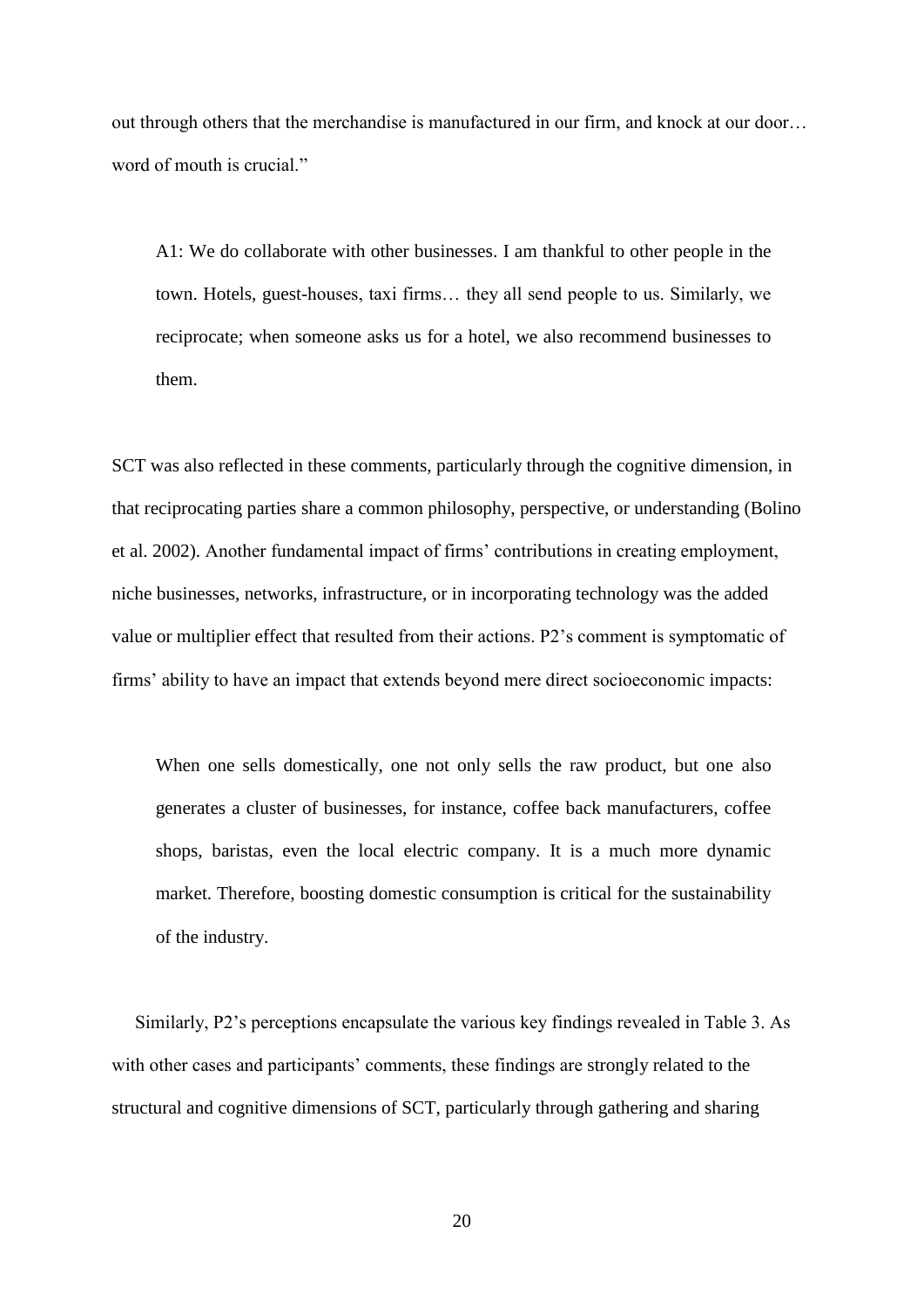out through others that the merchandise is manufactured in our firm, and knock at our door… word of mouth is crucial."

> A1: We do collaborate with other businesses. I am thankful to other people in the town. Hotels, guest-houses, taxi firms… they all send people to us. Similarly, we reciprocate; when someone asks us for a hotel, we also recommend businesses to them.

SCT was also reflected in these comments, particularly through the cognitive dimension, in that reciprocating parties share a common philosophy, perspective, or understanding (Bolino et al. 2002). Another fundamental impact of firms' contributions in creating employment, niche businesses, networks, infrastructure, or in incorporating technology was the added value or multiplier effect that resulted from their actions. P2's comment is symptomatic of firms' ability to have an impact that extends beyond mere direct socioeconomic impacts:

> When one sells domestically, one not only sells the raw product, but one also generates a cluster of businesses, for instance, coffee back manufacturers, coffee shops, baristas, even the local electric company. It is a much more dynamic market. Therefore, boosting domestic consumption is critical for the sustainability of the industry.

Similarly, P2's perceptions encapsulate the various key findings revealed in Table 3. As with other cases and participants' comments, these findings are strongly related to the structural and cognitive dimensions of SCT, particularly through gathering and sharing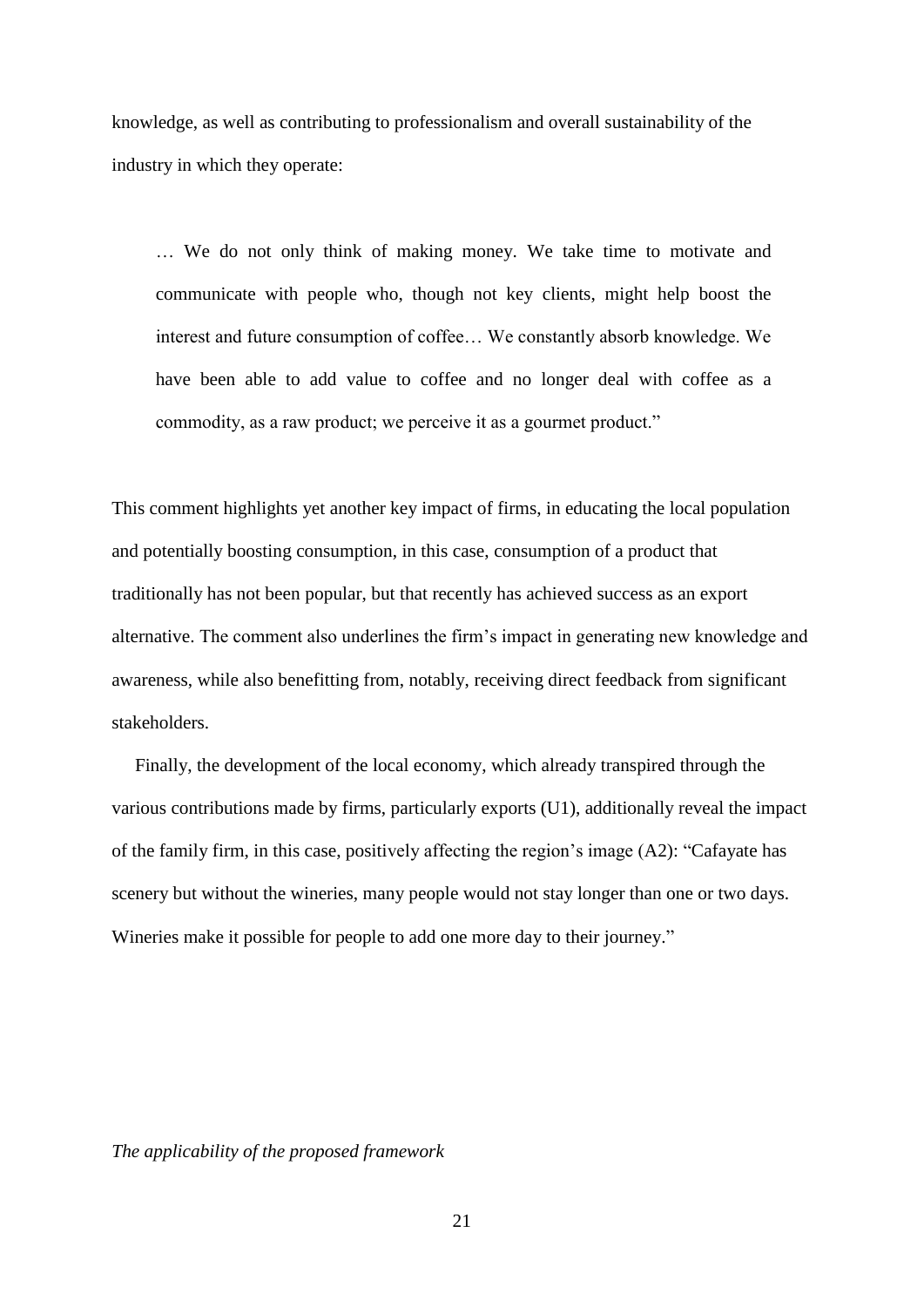knowledge, as well as contributing to professionalism and overall sustainability of the industry in which they operate:

> … We do not only think of making money. We take time to motivate and communicate with people who, though not key clients, might help boost the interest and future consumption of coffee… We constantly absorb knowledge. We have been able to add value to coffee and no longer deal with coffee as a commodity, as a raw product; we perceive it as a gourmet product."

This comment highlights yet another key impact of firms, in educating the local population and potentially boosting consumption, in this case, consumption of a product that traditionally has not been popular, but that recently has achieved success as an export alternative. The comment also underlines the firm's impact in generating new knowledge and awareness, while also benefitting from, notably, receiving direct feedback from significant stakeholders.

Finally, the development of the local economy, which already transpired through the various contributions made by firms, particularly exports (U1), additionally reveal the impact of the family firm, in this case, positively affecting the region's image (A2): "Cafayate has scenery but without the wineries, many people would not stay longer than one or two days. Wineries make it possible for people to add one more day to their journey."

*The applicability of the proposed framework*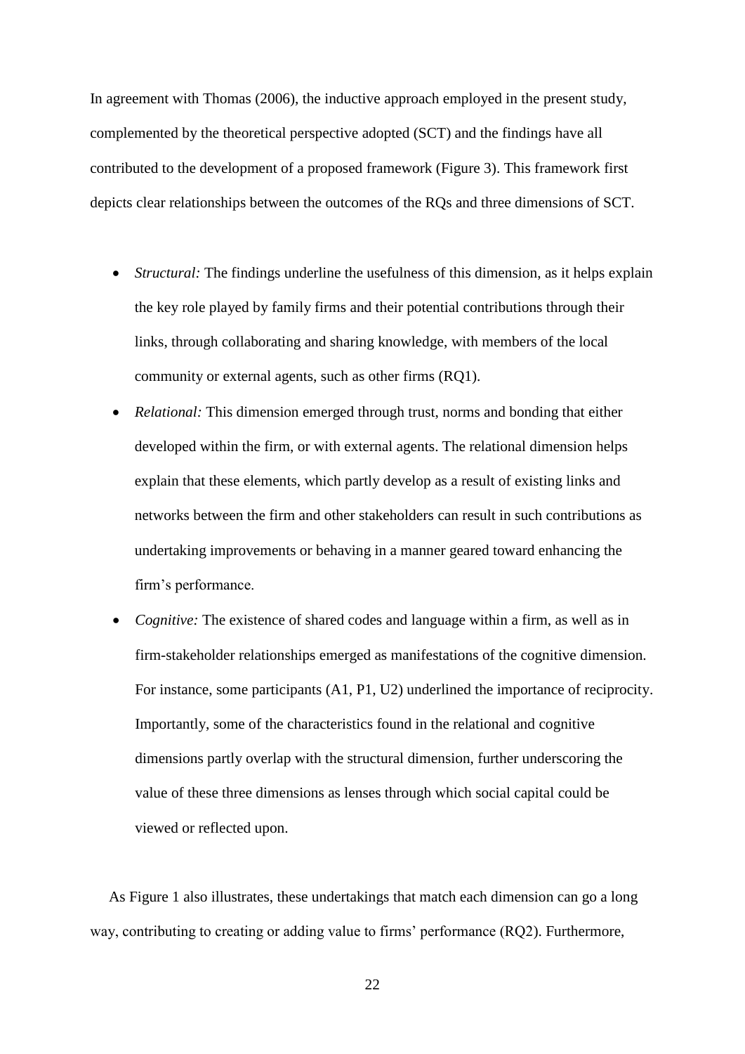In agreement with Thomas (2006), the inductive approach employed in the present study, complemented by the theoretical perspective adopted (SCT) and the findings have all contributed to the development of a proposed framework (Figure 3). This framework first depicts clear relationships between the outcomes of the RQs and three dimensions of SCT.

- *Structural:* The findings underline the usefulness of this dimension, as it helps explain the key role played by family firms and their potential contributions through their links, through collaborating and sharing knowledge, with members of the local community or external agents, such as other firms (RQ1).
- *Relational:* This dimension emerged through trust, norms and bonding that either developed within the firm, or with external agents. The relational dimension helps explain that these elements, which partly develop as a result of existing links and networks between the firm and other stakeholders can result in such contributions as undertaking improvements or behaving in a manner geared toward enhancing the firm's performance.
- *Cognitive:* The existence of shared codes and language within a firm, as well as in firm-stakeholder relationships emerged as manifestations of the cognitive dimension. For instance, some participants (A1, P1, U2) underlined the importance of reciprocity. Importantly, some of the characteristics found in the relational and cognitive dimensions partly overlap with the structural dimension, further underscoring the value of these three dimensions as lenses through which social capital could be viewed or reflected upon.

As Figure 1 also illustrates, these undertakings that match each dimension can go a long way, contributing to creating or adding value to firms' performance (RQ2). Furthermore,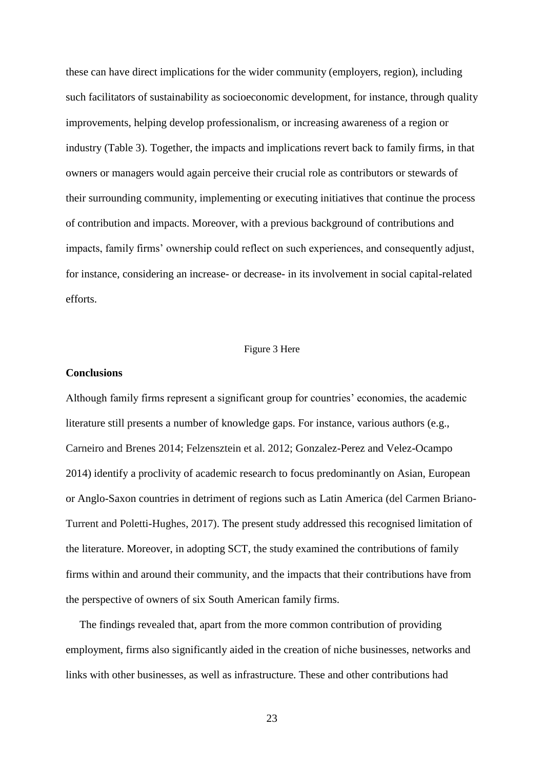these can have direct implications for the wider community (employers, region), including such facilitators of sustainability as socioeconomic development, for instance, through quality improvements, helping develop professionalism, or increasing awareness of a region or industry (Table 3). Together, the impacts and implications revert back to family firms, in that owners or managers would again perceive their crucial role as contributors or stewards of their surrounding community, implementing or executing initiatives that continue the process of contribution and impacts. Moreover, with a previous background of contributions and impacts, family firms' ownership could reflect on such experiences, and consequently adjust, for instance, considering an increase- or decrease- in its involvement in social capital-related efforts.

Figure 3 Here

**Conclusions**

Although family firms represent a significant group for countries' economies, the academic literature still presents a number of knowledge gaps. For instance, various authors (e.g., Carneiro and Brenes 2014; Felzensztein et al. 2012; Gonzalez-Perez and Velez-Ocampo 2014) identify a proclivity of academic research to focus predominantly on Asian, European or Anglo-Saxon countries in detriment of regions such as Latin America (del Carmen Briano-Turrent and Poletti-Hughes, 2017). The present study addressed this recognised limitation of the literature. Moreover, in adopting SCT, the study examined the contributions of family firms within and around their community, and the impacts that their contributions have from the perspective of owners of six South American family firms.

The findings revealed that, apart from the more common contribution of providing employment, firms also significantly aided in the creation of niche businesses, networks and links with other businesses, as well as infrastructure. These and other contributions had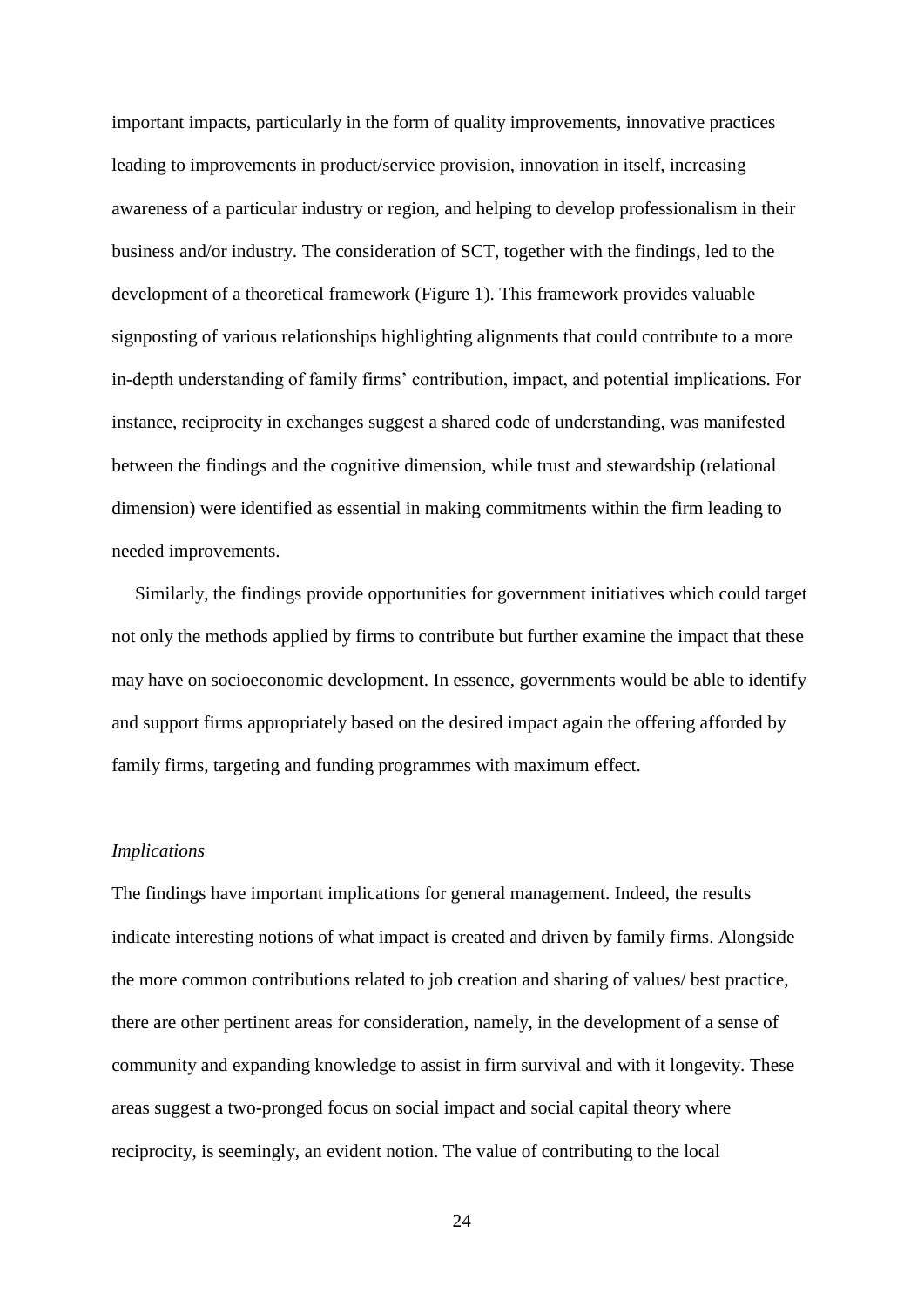important impacts, particularly in the form of quality improvements, innovative practices leading to improvements in product/service provision, innovation in itself, increasing awareness of a particular industry or region, and helping to develop professionalism in their business and/or industry. The consideration of SCT, together with the findings, led to the development of a theoretical framework (Figure 1). This framework provides valuable signposting of various relationships highlighting alignments that could contribute to a more in-depth understanding of family firms' contribution, impact, and potential implications. For instance, reciprocity in exchanges suggest a shared code of understanding, was manifested between the findings and the cognitive dimension, while trust and stewardship (relational dimension) were identified as essential in making commitments within the firm leading to needed improvements.

Similarly, the findings provide opportunities for government initiatives which could target not only the methods applied by firms to contribute but further examine the impact that these may have on socioeconomic development. In essence, governments would be able to identify and support firms appropriately based on the desired impact again the offering afforded by family firms, targeting and funding programmes with maximum effect.

### *Implications*

The findings have important implications for general management. Indeed, the results indicate interesting notions of what impact is created and driven by family firms. Alongside the more common contributions related to job creation and sharing of values/ best practice, there are other pertinent areas for consideration, namely, in the development of a sense of community and expanding knowledge to assist in firm survival and with it longevity. These areas suggest a two-pronged focus on social impact and social capital theory where reciprocity, is seemingly, an evident notion. The value of contributing to the local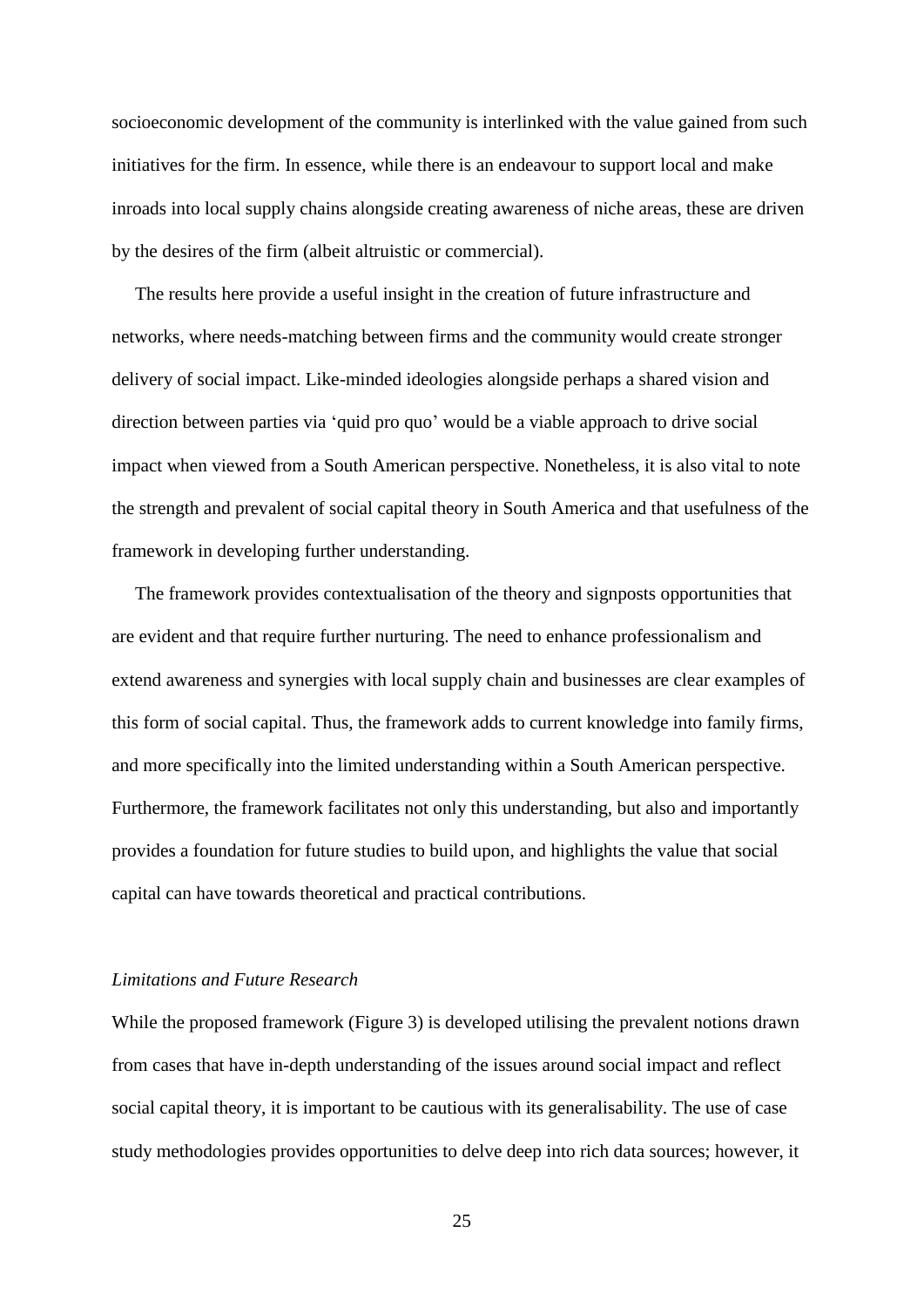socioeconomic development of the community is interlinked with the value gained from such initiatives for the firm. In essence, while there is an endeavour to support local and make inroads into local supply chains alongside creating awareness of niche areas, these are driven by the desires of the firm (albeit altruistic or commercial).

The results here provide a useful insight in the creation of future infrastructure and networks, where needs-matching between firms and the community would create stronger delivery of social impact. Like-minded ideologies alongside perhaps a shared vision and direction between parties via 'quid pro quo' would be a viable approach to drive social impact when viewed from a South American perspective. Nonetheless, it is also vital to note the strength and prevalent of social capital theory in South America and that usefulness of the framework in developing further understanding.

The framework provides contextualisation of the theory and signposts opportunities that are evident and that require further nurturing. The need to enhance professionalism and extend awareness and synergies with local supply chain and businesses are clear examples of this form of social capital. Thus, the framework adds to current knowledge into family firms, and more specifically into the limited understanding within a South American perspective. Furthermore, the framework facilitates not only this understanding, but also and importantly provides a foundation for future studies to build upon, and highlights the value that social capital can have towards theoretical and practical contributions.

### *Limitations and Future Research*

While the proposed framework (Figure 3) is developed utilising the prevalent notions drawn from cases that have in-depth understanding of the issues around social impact and reflect social capital theory, it is important to be cautious with its generalisability. The use of case study methodologies provides opportunities to delve deep into rich data sources; however, it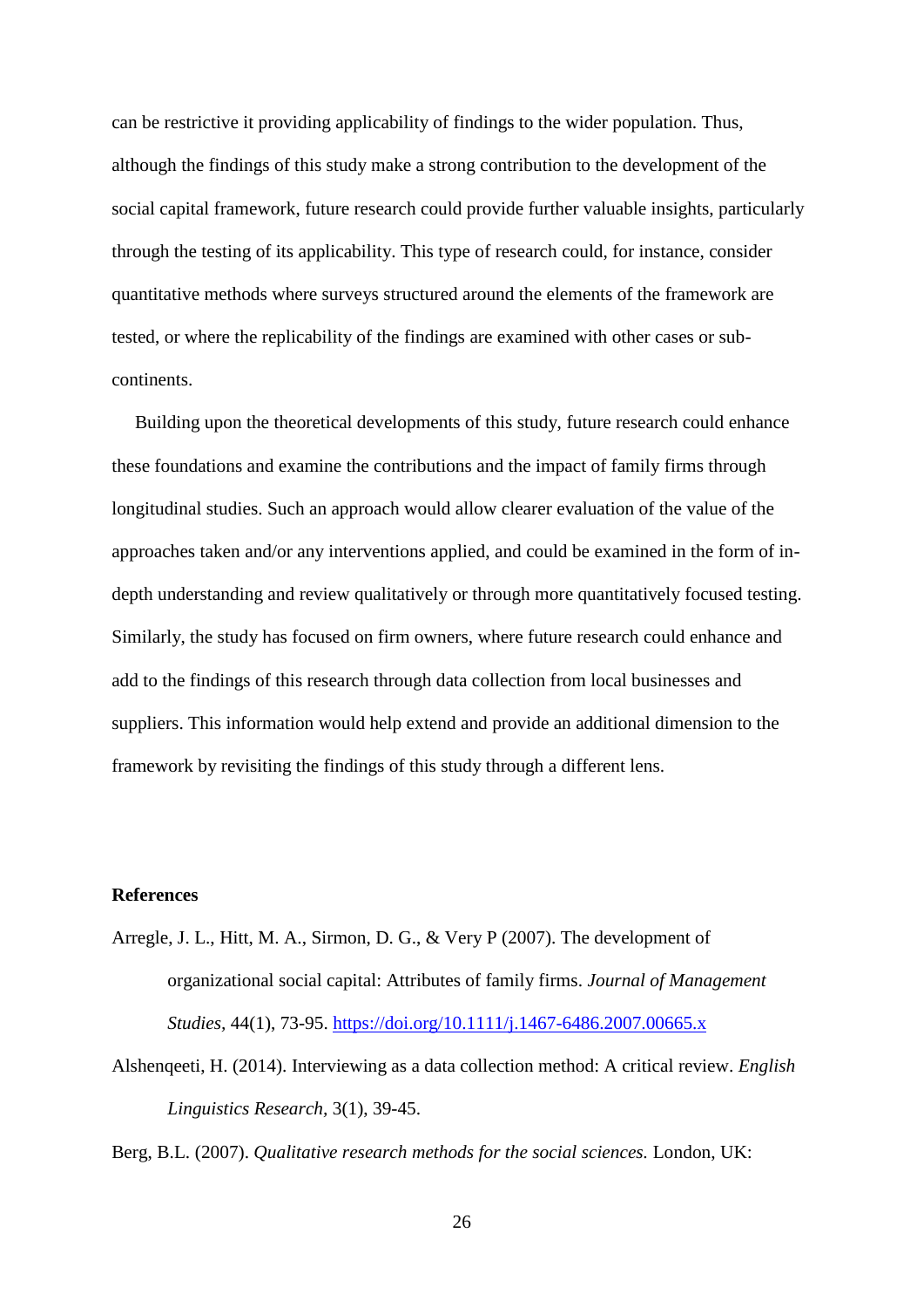can be restrictive it providing applicability of findings to the wider population. Thus, although the findings of this study make a strong contribution to the development of the social capital framework, future research could provide further valuable insights, particularly through the testing of its applicability. This type of research could, for instance, consider quantitative methods where surveys structured around the elements of the framework are tested, or where the replicability of the findings are examined with other cases or sub-continents.

Building upon the theoretical developments of this study, future research could enhance these foundations and examine the contributions and the impact of family firms through longitudinal studies. Such an approach would allow clearer evaluation of the value of the approaches taken and/or any interventions applied, and could be examined in the form of in-depth understanding and review qualitatively or through more quantitatively focused testing. Similarly, the study has focused on firm owners, where future research could enhance and add to the findings of this research through data collection from local businesses and suppliers. This information would help extend and provide an additional dimension to the framework by revisiting the findings of this study through a different lens.

## References

Arregle, J. L., Hitt, M. A., Sirmon, D. G., & Very P (2007). The development of organizational social capital: Attributes of family firms. *Journal of Management Studies,* 44(1), 73-95. https://doi.org/10.1111/j.1467-6486.2007.00665.x

Alshenqeeti, H. (2014). Interviewing as a data collection method: A critical review. *English Linguistics Research,* 3(1), 39-45.

Berg, B.L. (2007). *Qualitative research methods for the social sciences.* London, UK: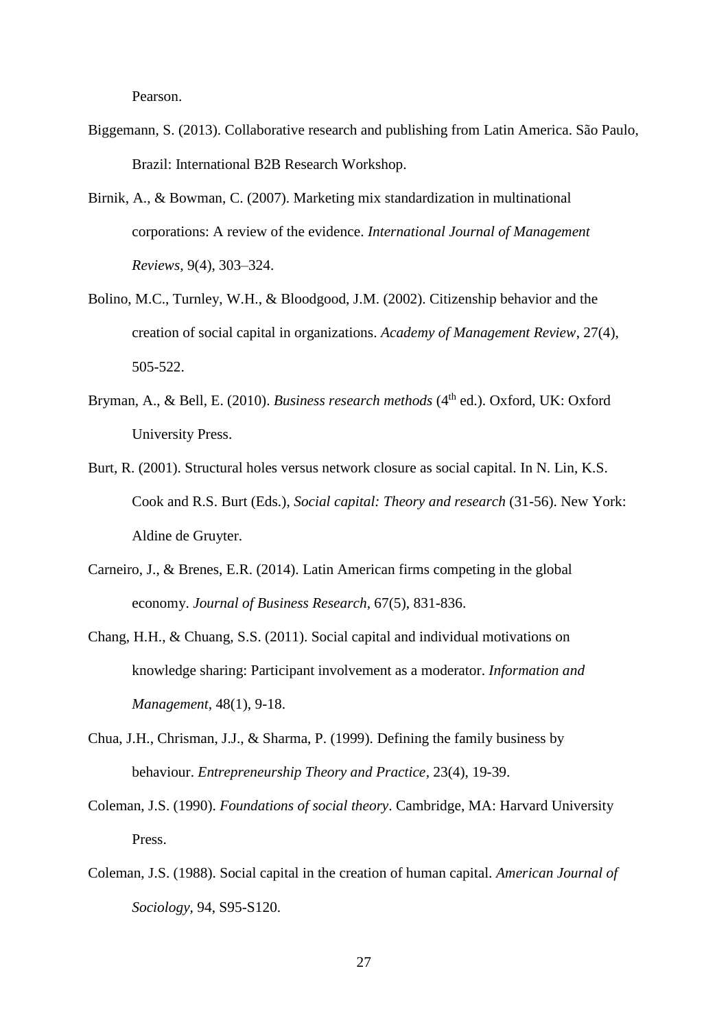Pearson.

Biggemann, S. (2013). Collaborative research and publishing from Latin America. São Paulo, Brazil: International B2B Research Workshop.

Birnik, A., & Bowman, C. (2007). Marketing mix standardization in multinational corporations: A review of the evidence. *International Journal of Management Reviews*, 9(4), 303–324.

Bolino, M.C., Turnley, W.H., & Bloodgood, J.M. (2002). Citizenship behavior and the creation of social capital in organizations. *Academy of Management Review*, 27(4), 505-522.

Bryman, A., & Bell, E. (2010). *Business research methods* (4th ed.). Oxford, UK: Oxford University Press.

Burt, R. (2001). Structural holes versus network closure as social capital. In N. Lin, K.S. Cook and R.S. Burt (Eds.), *Social capital: Theory and research* (31-56). New York: Aldine de Gruyter.

Carneiro, J., & Brenes, E.R. (2014). Latin American firms competing in the global economy. *Journal of Business Research*, 67(5), 831-836.

Chang, H.H., & Chuang, S.S. (2011). Social capital and individual motivations on knowledge sharing: Participant involvement as a moderator. *Information and Management*, 48(1), 9-18.

Chua, J.H., Chrisman, J.J., & Sharma, P. (1999). Defining the family business by behaviour. *Entrepreneurship Theory and Practice*, 23(4), 19-39.

Coleman, J.S. (1990). *Foundations of social theory*. Cambridge, MA: Harvard University Press.

Coleman, J.S. (1988). Social capital in the creation of human capital. *American Journal of Sociology*, 94, S95-S120.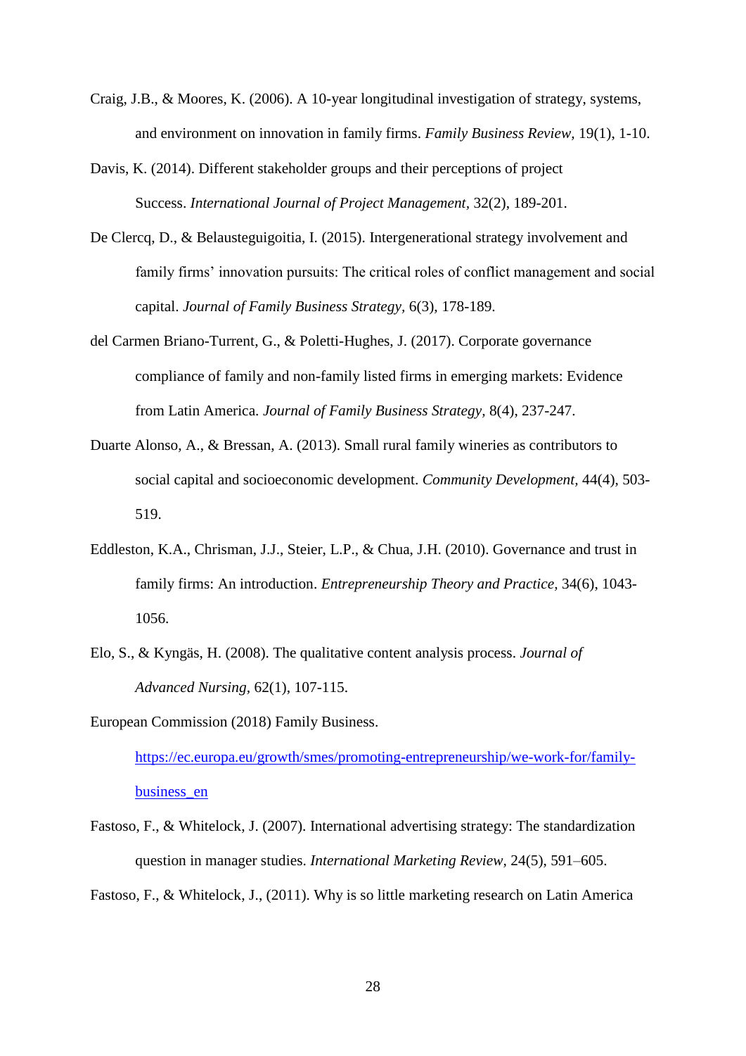Craig, J.B., & Moores, K. (2006). A 10-year longitudinal investigation of strategy, systems, and environment on innovation in family firms. *Family Business Review,* 19(1), 1-10.

Davis, K. (2014). Different stakeholder groups and their perceptions of project Success. *International Journal of Project Management*, 32(2), 189-201.

De Clercq, D., & Belausteguigoitia, I. (2015). Intergenerational strategy involvement and family firms' innovation pursuits: The critical roles of conflict management and social capital. *Journal of Family Business Strategy*, 6(3), 178-189.

del Carmen Briano-Turrent, G., & Poletti-Hughes, J. (2017). Corporate governance compliance of family and non-family listed firms in emerging markets: Evidence from Latin America. *Journal of Family Business Strategy,* 8(4), 237-247.

Duarte Alonso, A., & Bressan, A. (2013). Small rural family wineries as contributors to social capital and socioeconomic development. *Community Development,* 44(4), 503-519.

Eddleston, K.A., Chrisman, J.J., Steier, L.P., & Chua, J.H. (2010). Governance and trust in family firms: An introduction. *Entrepreneurship Theory and Practice,* 34(6), 1043-1056.

Elo, S., & Kyngäs, H. (2008). The qualitative content analysis process. *Journal of Advanced Nursing,* 62(1), 107-115.

European Commission (2018) Family Business. https://ec.europa.eu/growth/smes/promoting-entrepreneurship/we-work-for/family-business_en

Fastoso, F., & Whitelock, J. (2007). International advertising strategy: The standardization question in manager studies. *International Marketing Review*, 24(5), 591–605.

Fastoso, F., & Whitelock, J., (2011). Why is so little marketing research on Latin America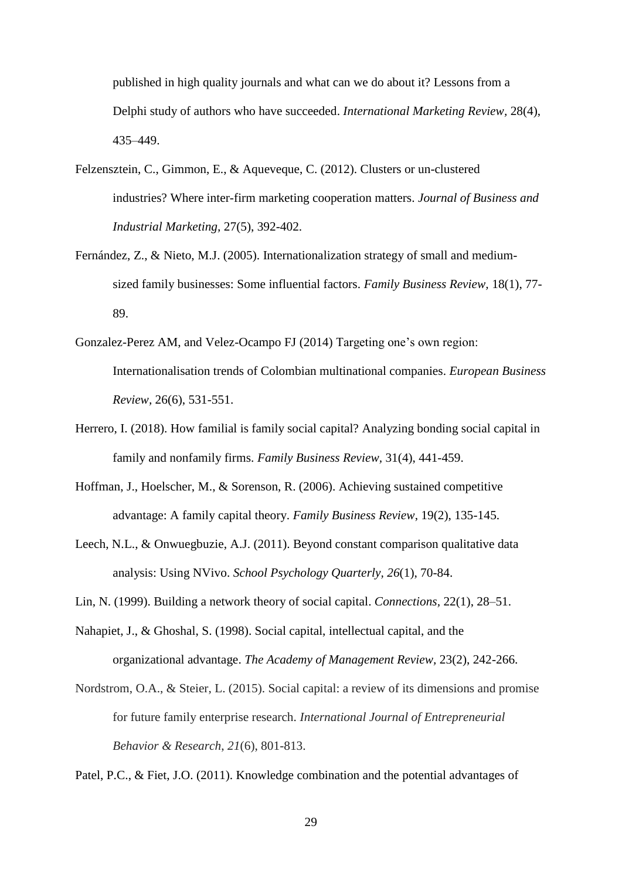published in high quality journals and what can we do about it? Lessons from a Delphi study of authors who have succeeded. *International Marketing Review,* 28(4), 435–449.

Felzensztein, C., Gimmon, E., & Aqueveque, C. (2012). Clusters or un-clustered industries? Where inter-firm marketing cooperation matters. *Journal of Business and Industrial Marketing,* 27(5), 392-402.

Fernández, Z., & Nieto, M.J. (2005). Internationalization strategy of small and medium-sized family businesses: Some influential factors. *Family Business Review,* 18(1), 77-89.

Gonzalez-Perez AM, and Velez-Ocampo FJ (2014) Targeting one's own region: Internationalisation trends of Colombian multinational companies. *European Business Review,* 26(6), 531-551.

Herrero, I. (2018). How familial is family social capital? Analyzing bonding social capital in family and nonfamily firms. *Family Business Review,* 31(4), 441-459.

Hoffman, J., Hoelscher, M., & Sorenson, R. (2006). Achieving sustained competitive advantage: A family capital theory. *Family Business Review*, 19(2), 135-145.

Leech, N.L., & Onwuegbuzie, A.J. (2011). Beyond constant comparison qualitative data analysis: Using NVivo. *School Psychology Quarterly, 26*(1), 70-84.

Lin, N. (1999). Building a network theory of social capital. *Connections*, 22(1), 28–51.

Nahapiet, J., & Ghoshal, S. (1998). Social capital, intellectual capital, and the organizational advantage. *The Academy of Management Review,* 23(2), 242-266.

Nordstrom, O.A., & Steier, L. (2015). Social capital: a review of its dimensions and promise for future family enterprise research. *International Journal of Entrepreneurial Behavior & Research*, *21*(6), 801-813.

Patel, P.C., & Fiet, J.O. (2011). Knowledge combination and the potential advantages of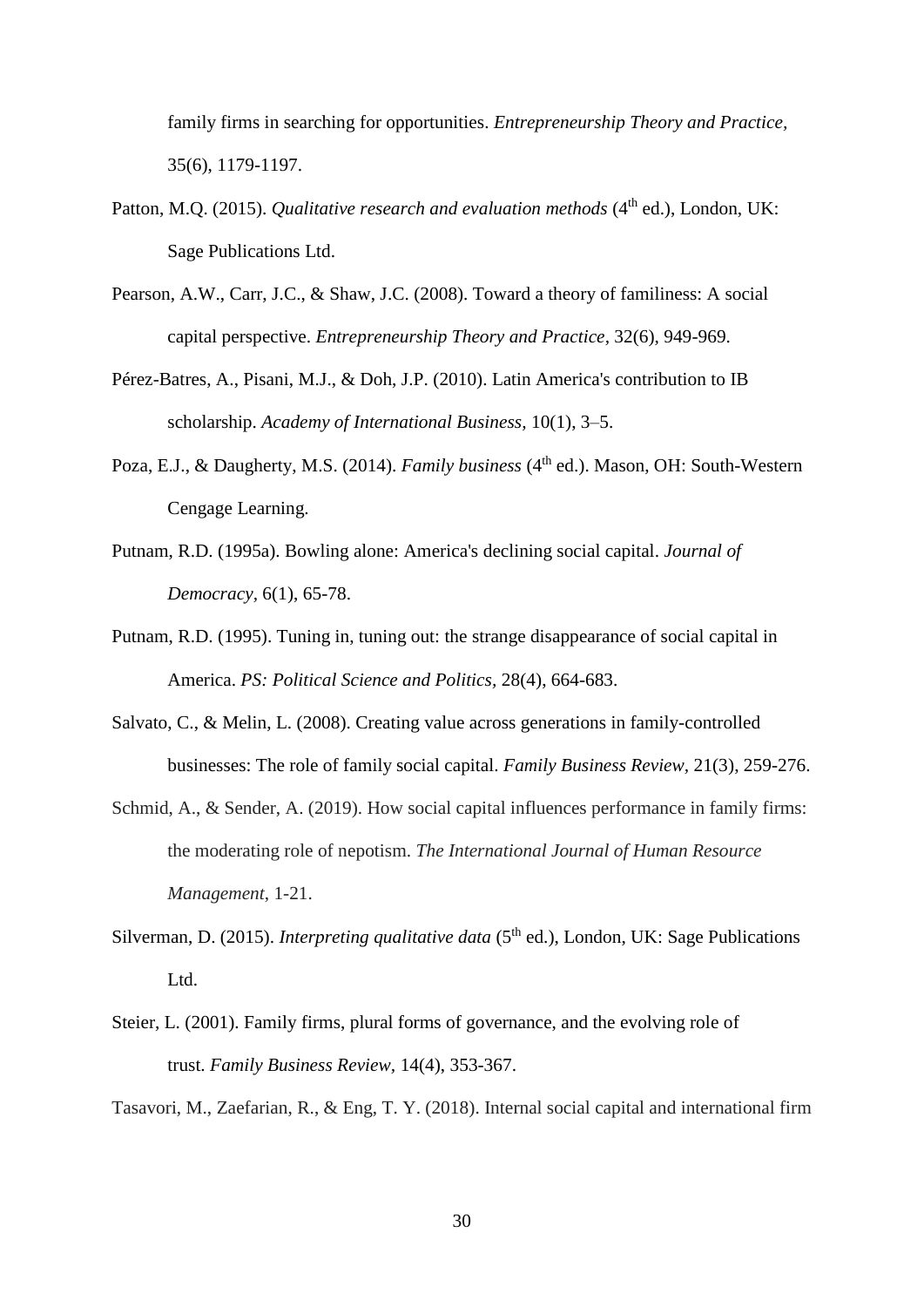family firms in searching for opportunities. *Entrepreneurship Theory and Practice*, 35(6), 1179-1197.

Patton, M.Q. (2015). *Qualitative research and evaluation methods* (4th ed.), London, UK: Sage Publications Ltd.

Pearson, A.W., Carr, J.C., & Shaw, J.C. (2008). Toward a theory of familiness: A social capital perspective. *Entrepreneurship Theory and Practice*, 32(6), 949-969.

Pérez-Batres, A., Pisani, M.J., & Doh, J.P. (2010). Latin America's contribution to IB scholarship. *Academy of International Business,* 10(1), 3–5.

Poza, E.J., & Daugherty, M.S. (2014). *Family business* (4th ed.). Mason, OH: South-Western Cengage Learning.

Putnam, R.D. (1995a). Bowling alone: America's declining social capital. *Journal of Democracy,* 6(1), 65-78.

Putnam, R.D. (1995). Tuning in, tuning out: the strange disappearance of social capital in America. *PS: Political Science and Politics,* 28(4), 664-683.

Salvato, C., & Melin, L. (2008). Creating value across generations in family-controlled businesses: The role of family social capital. *Family Business Review*, 21(3), 259-276.

Schmid, A., & Sender, A. (2019). How social capital influences performance in family firms: the moderating role of nepotism. *The International Journal of Human Resource Management*, 1-21.

Silverman, D. (2015). *Interpreting qualitative data* (5th ed.), London, UK: Sage Publications Ltd.

Steier, L. (2001). Family firms, plural forms of governance, and the evolving role of trust. *Family Business Review,* 14(4), 353-367.

Tasavori, M., Zaefarian, R., & Eng, T. Y. (2018). Internal social capital and international firm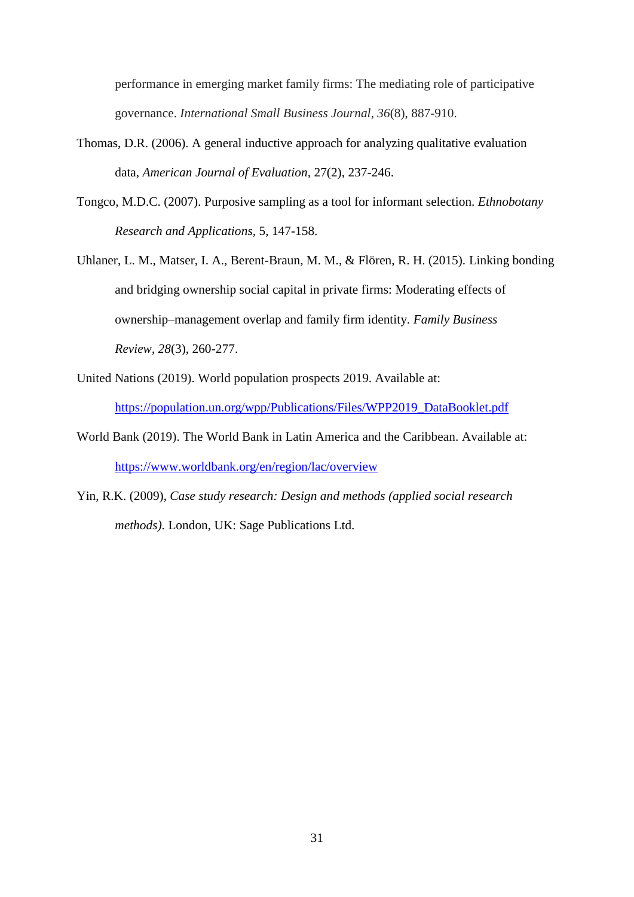performance in emerging market family firms: The mediating role of participative governance. *International Small Business Journal*, *36*(8), 887-910.

Thomas, D.R. (2006). A general inductive approach for analyzing qualitative evaluation data, *American Journal of Evaluation*, 27(2), 237-246.

Tongco, M.D.C. (2007). Purposive sampling as a tool for informant selection. *Ethnobotany Research and Applications*, 5, 147-158.

Uhlaner, L. M., Matser, I. A., Berent-Braun, M. M., & Flören, R. H. (2015). Linking bonding and bridging ownership social capital in private firms: Moderating effects of ownership–management overlap and family firm identity. *Family Business Review*, *28*(3), 260-277.

United Nations (2019). World population prospects 2019. Available at: https://population.un.org/wpp/Publications/Files/WPP2019_DataBooklet.pdf

World Bank (2019). The World Bank in Latin America and the Caribbean. Available at: https://www.worldbank.org/en/region/lac/overview

Yin, R.K. (2009), *Case study research: Design and methods (applied social research methods)*. London, UK: Sage Publications Ltd.